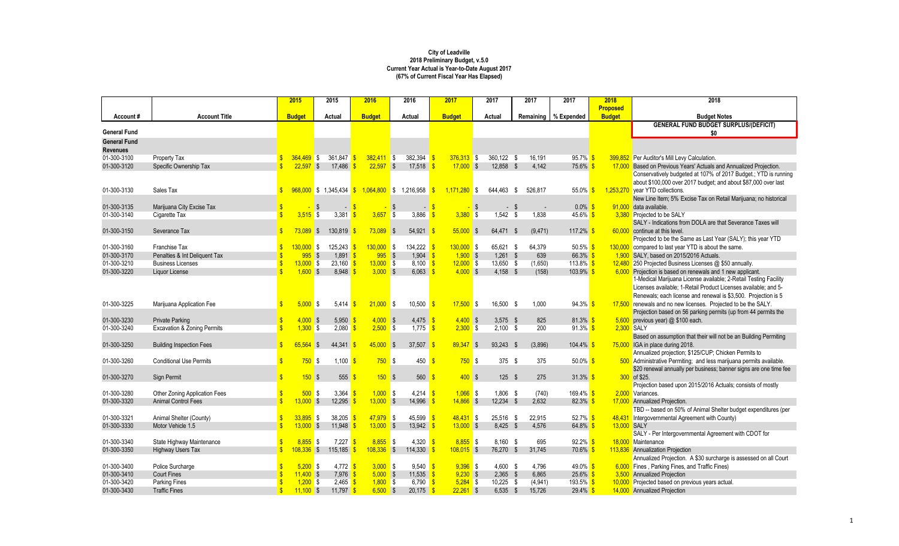**City of Leadville**
**2018 Preliminary Budget, v.5.0**
**Current Year Actual is Year-to-Date August 2017**
**(67% of Current Fiscal Year Has Elapsed)**

| Account # | Account Title | 2015 Budget | 2015 Actual | 2016 Budget | 2016 Actual | 2017 Budget | 2017 Actual | 2017 Remaining | 2017 % Expended | 2018 Proposed Budget | 2018 Budget Notes |
|---|---|---|---|---|---|---|---|---|---|---|---|
| **General Fund** | | | | | | | | | | | **GENERAL FUND BUDGET SURPLUS/(DEFICIT) $0** |
| **General Fund** | | | | | | | | | | | |
| **Revenues** | | | | | | | | | | | |
| 01-300-3100 | Property Tax | $ 364,469 | $ 361,847 | $ 382,411 | $ 382,394 | $ 376,313 | $ 360,122 | $ 16,191 | 95.7% | $ 399,852 | Per Auditor's Mill Levy Calculation. |
| 01-300-3120 | Specific Ownership Tax | $ 22,597 | $ 17,486 | $ 22,597 | $ 17,518 | $ 17,000 | $ 12,858 | $ 4,142 | 75.6% | $ 17,000 | Based on Previous Years' Actuals and Annualized Projection. |
| 01-300-3130 | Sales Tax | $ 968,000 | $ 1,345,434 | $ 1,064,800 | $ 1,216,958 | $ 1,171,280 | $ 644,463 | $ 526,817 | 55.0% | $ 1,253,270 | Conservatively budgeted at 107% of 2017 Budget.; YTD is running about $100,000 over 2017 budget; and about $87,000 over last year YTD collections. |
| 01-300-3135 | Marijuana City Excise Tax | $ - | $ - | $ - | $ - | $ - | $ - | $ - | 0.0% | $ 91,000 | New Line Item; 5% Excise Tax on Retail Marijuana; no historical data available. |
| 01-300-3140 | Cigarette Tax | $ 3,515 | $ 3,381 | $ 3,657 | $ 3,886 | $ 3,380 | $ 1,542 | $ 1,838 | 45.6% | $ 3,380 | Projected to be SALY |
| 01-300-3150 | Severance Tax | $ 73,089 | $ 130,819 | $ 73,089 | $ 54,921 | $ 55,000 | $ 64,471 | $ (9,471) | 117.2% | $ 60,000 | SALY - Indications from DOLA are that Severance Taxes will continue at this level. |
| 01-300-3160 | Franchise Tax | $ 130,000 | $ 125,243 | $ 130,000 | $ 134,222 | $ 130,000 | $ 65,621 | $ 64,379 | 50.5% | $ 130,000 | Projected to be the Same as Last Year (SALY); this year YTD compared to last year YTD is about the same. |
| 01-300-3170 | Penalties & Int Deliquent Tax | $ 995 | $ 1,891 | $ 995 | $ 1,904 | $ 1,900 | $ 1,261 | $ 639 | 66.3% | $ 1,900 | SALY, based on 2015/2016 Actuals. |
| 01-300-3210 | Business Licenses | $ 13,000 | $ 23,160 | $ 13,000 | $ 8,100 | $ 12,000 | $ 13,650 | $ (1,650) | 113.8% | $ 12,480 | 250 Projected Business Licenses @ $50 annually. |
| 01-300-3220 | Liquor License | $ 1,600 | $ 8,948 | $ 3,000 | $ 6,063 | $ 4,000 | $ 4,158 | $ (158) | 103.9% | $ 6,000 | Projection is based on renewals and 1 new applicant. |
| 01-300-3225 | Marijuana Application Fee | $ 5,000 | $ 5,414 | $ 21,000 | $ 10,500 | $ 17,500 | $ 16,500 | $ 1,000 | 94.3% | $ 17,500 | 1-Medical Marijuana License available; 2-Retail Testing Facility Licenses available; 1-Retail Product Licenses available; and 5-Renewals; each license and renewal is $3,500. Projection is 5 renewals and no new licenses. Projected to be the SALY. |
| 01-300-3230 | Private Parking | $ 4,000 | $ 5,950 | $ 4,000 | $ 4,475 | $ 4,400 | $ 3,575 | $ 825 | 81.3% | $ 5,600 | Projection based on 56 parking permits (up from 44 permits the previous year) @ $100 each. |
| 01-300-3240 | Excavation & Zoning Permits | $ 1,300 | $ 2,080 | $ 2,500 | $ 1,775 | $ 2,300 | $ 2,100 | $ 200 | 91.3% | $ 2,300 | SALY |
| 01-300-3250 | Building Inspection Fees | $ 65,564 | $ 44,341 | $ 45,000 | $ 37,507 | $ 89,347 | $ 93,243 | $ (3,896) | 104.4% | $ 75,000 | Based on assumption that their will not be an Building Permiting IGA in place during 2018. |
| 01-300-3260 | Conditional Use Permits | $ 750 | $ 1,100 | $ 750 | $ 450 | $ 750 | $ 375 | $ 375 | 50.0% | $ 500 | Annualized projection; $125/CUP; Chicken Permits to Administrative Permiting; and less marijuana permits available. |
| 01-300-3270 | Sign Permit | $ 150 | $ 555 | $ 150 | $ 560 | $ 400 | $ 125 | $ 275 | 31.3% | $ 300 | $20 renewal annually per business; banner signs are one time fee of $25. |
| 01-300-3280 | Other Zoning Application Fees | $ 500 | $ 3,364 | $ 1,000 | $ 4,214 | $ 1,066 | $ 1,806 | $ (740) | 169.4% | $ 2,000 | Projection based upon 2015/2016 Actuals; consists of mostly Variances. |
| 01-300-3320 | Animal Control Fees | $ 13,000 | $ 12,295 | $ 13,000 | $ 14,996 | $ 14,866 | $ 12,234 | $ 2,632 | 82.3% | $ 17,000 | Annualized Projection. |
| 01-300-3321 | Animal Shelter (County) | $ 33,895 | $ 38,205 | $ 47,979 | $ 45,599 | $ 48,431 | $ 25,516 | $ 22,915 | 52.7% | $ 48,431 | TBD -- based on 50% of Animal Shelter budget expenditures (per Intergovernmental Agreement with County) |
| 01-300-3330 | Motor Vehicle 1.5 | $ 13,000 | $ 11,948 | $ 13,000 | $ 13,942 | $ 13,000 | $ 8,425 | $ 4,576 | 64.8% | $ 13,000 | SALY |
| 01-300-3340 | State Highway Maintenance | $ 8,855 | $ 7,227 | $ 8,855 | $ 4,320 | $ 8,855 | $ 8,160 | $ 695 | 92.2% | $ 18,000 | SALY - Per Intergovernmental Agreement with CDOT for Maintenance |
| 01-300-3350 | Highway Users Tax | $ 108,336 | $ 115,185 | $ 108,336 | $ 114,330 | $ 108,015 | $ 76,270 | $ 31,745 | 70.6% | $ 113,836 | Annualization Projection |
| 01-300-3400 | Police Surcharge | $ 5,200 | $ 4,772 | $ 3,000 | $ 9,540 | $ 9,396 | $ 4,600 | $ 4,796 | 49.0% | $ 6,000 | Annualized Projection. A $30 surcharge is assessed on all Court Fines , Parking Fines, and Traffic Fines) |
| 01-300-3410 | Court Fines | $ 11,400 | $ 7,976 | $ 5,000 | $ 11,535 | $ 9,230 | $ 2,365 | $ 6,865 | 25.6% | $ 3,500 | Annualized Projection |
| 01-300-3420 | Parking Fines | $ 1,200 | $ 2,465 | $ 1,800 | $ 6,790 | $ 5,284 | $ 10,225 | $ (4,941) | 193.5% | $ 10,000 | Projected based on previous years actual. |
| 01-300-3430 | Traffic Fines | $ 11,100 | $ 11,797 | $ 6,500 | $ 20,175 | $ 22,261 | $ 6,535 | $ 15,726 | 29.4% | $ 14,000 | Annualized Projection |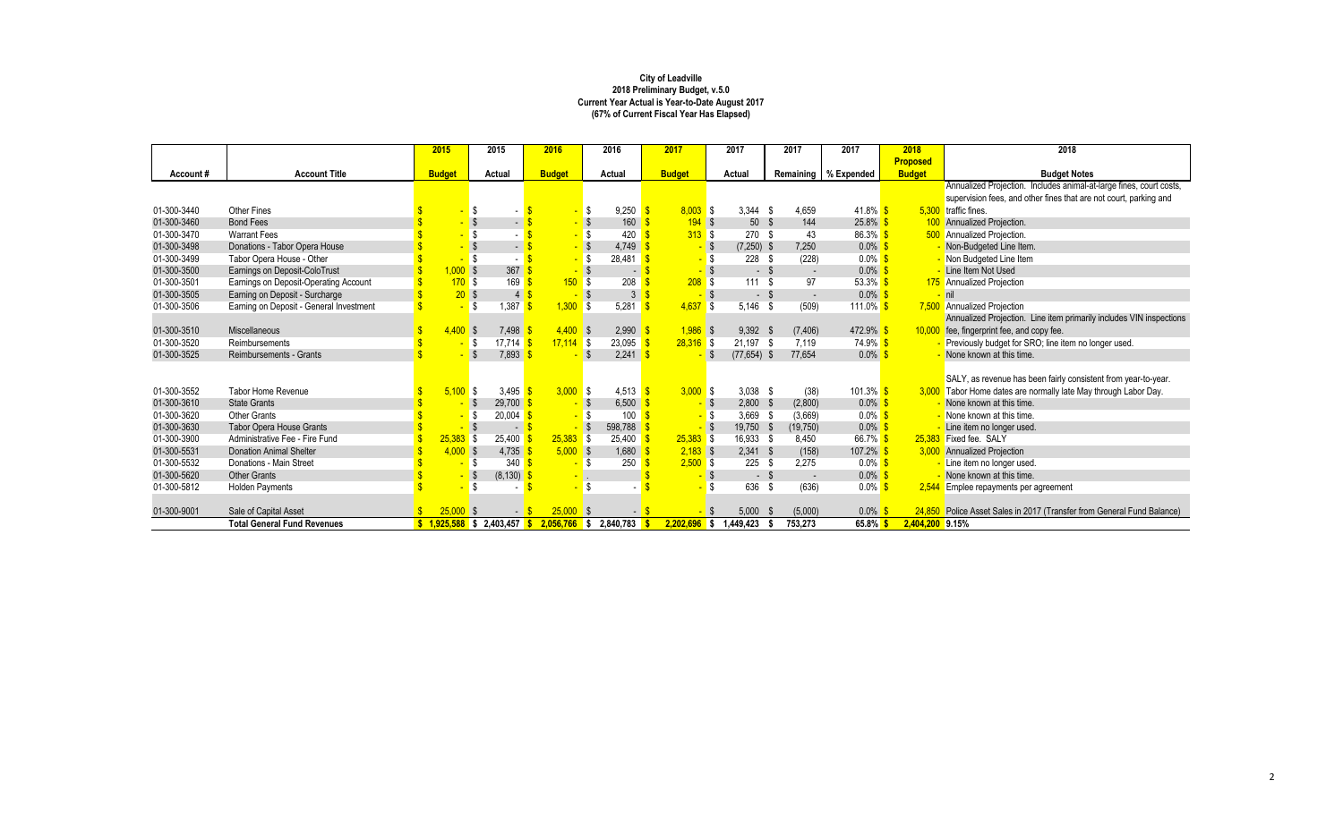**City of Leadville**
**2018 Preliminary Budget, v.5.0**
**Current Year Actual is Year-to-Date August 2017**
**(67% of Current Fiscal Year Has Elapsed)**

| Account # | Account Title | 2015 Budget | 2015 Actual | 2016 Budget | 2016 Actual | 2017 Budget | 2017 Actual | 2017 Remaining | 2017 % Expended | 2018 Proposed Budget | 2018 Budget Notes |
|---|---|---|---|---|---|---|---|---|---|---|---|
| 01-300-3440 | Other Fines | $ - | $ - | $ - | $ 9,250 | $ 8,003 | $ 3,344 | $ 4,659 | 41.8% | $ 5,300 | Annualized Projection. Includes animal-at-large fines, court costs, supervision fees, and other fines that are not court, parking and traffic fines. |
| 01-300-3460 | Bond Fees | $ - | $ - | $ - | $ 160 | $ 194 | $ 50 | $ 144 | 25.8% | $ 100 | Annualized Projection. |
| 01-300-3470 | Warrant Fees | $ - | $ - | $ - | $ 420 | $ 313 | $ 270 | $ 43 | 86.3% | $ 500 | Annualized Projection. |
| 01-300-3498 | Donations - Tabor Opera House | $ - | $ - | $ - | $ 4,749 | $ - | $ (7,250) | $ 7,250 | 0.0% | $ - | Non-Budgeted Line Item. |
| 01-300-3499 | Tabor Opera House - Other | $ - | $ - | $ - | $ 28,481 | $ - | $ 228 | $ (228) | 0.0% | $ - | Non Budgeted Line Item |
| 01-300-3500 | Earnings on Deposit-ColoTrust | $ 1,000 | $ 367 | $ - | $ - | $ - | $ - | $ - | 0.0% | $ - | Line Item Not Used |
| 01-300-3501 | Earnings on Deposit-Operating Account | $ 170 | $ 169 | $ 150 | $ 208 | $ 208 | $ 111 | $ 97 | 53.3% | $ 175 | Annualized Projection |
| 01-300-3505 | Earning on Deposit - Surcharge | $ 20 | $ 4 | $ - | $ 3 | $ - | $ - | $ - | 0.0% | $ - | nil |
| 01-300-3506 | Earning on Deposit - General Investment | $ - | $ 1,387 | $ 1,300 | $ 5,281 | $ 4,637 | $ 5,146 | $ (509) | 111.0% | $ 7,500 | Annualized Projection |
| 01-300-3510 | Miscellaneous | $ 4,400 | $ 7,498 | $ 4,400 | $ 2,990 | $ 1,986 | $ 9,392 | $ (7,406) | 472.9% | $ 10,000 | Annualized Projection. Line item primarily includes VIN inspections fee, fingerprint fee, and copy fee. |
| 01-300-3520 | Reimbursements | $ - | $ 17,714 | $ 17,114 | $ 23,095 | $ 28,316 | $ 21,197 | $ 7,119 | 74.9% | $ - | Previously budget for SRO; line item no longer used. |
| 01-300-3525 | Reimbursements - Grants | $ - | $ 7,893 | $ - | $ 2,241 | $ - | $ (77,654) | $ 77,654 | 0.0% | $ - | None known at this time. |
| 01-300-3552 | Tabor Home Revenue | $ 5,100 | $ 3,495 | $ 3,000 | $ 4,513 | $ 3,000 | $ 3,038 | $ (38) | 101.3% | $ 3,000 | SALY, as revenue has been fairly consistent from year-to-year. Tabor Home dates are normally late May through Labor Day. |
| 01-300-3610 | State Grants | $ - | $ 29,700 | $ - | $ 6,500 | $ - | $ 2,800 | $ (2,800) | 0.0% | $ - | None known at this time. |
| 01-300-3620 | Other Grants | $ - | $ 20,004 | $ - | $ 100 | $ - | $ 3,669 | $ (3,669) | 0.0% | $ - | None known at this time. |
| 01-300-3630 | Tabor Opera House Grants | $ - | $ - | $ - | $ 598,788 | $ - | $ 19,750 | $ (19,750) | 0.0% | $ - | Line item no longer used. |
| 01-300-3900 | Administrative Fee - Fire Fund | $ 25,383 | $ 25,400 | $ 25,383 | $ 25,400 | $ 25,383 | $ 16,933 | $ 8,450 | 66.7% | $ 25,383 | Fixed fee. SALY |
| 01-300-5531 | Donation Animal Shelter | $ 4,000 | $ 4,735 | $ 5,000 | $ 1,680 | $ 2,183 | $ 2,341 | $ (158) | 107.2% | $ 3,000 | Annualized Projection |
| 01-300-5532 | Donations - Main Street | $ - | $ 340 | $ - | $ 250 | $ 2,500 | $ 225 | $ 2,275 | 0.0% | $ - | Line item no longer used. |
| 01-300-5620 | Other Grants | $ - | $ (8,130) | $ - | | $ - | $ - | $ - | 0.0% | $ - | None known at this time. |
| 01-300-5812 | Holden Payments | $ - | $ - | $ - | $ - | $ - | $ 636 | $ (636) | 0.0% | $ 2,544 | Emplee repayments per agreement |
| 01-300-9001 | Sale of Capital Asset | $ 25,000 | $ - | $ 25,000 | $ - | $ - | $ 5,000 | $ (5,000) | 0.0% | $ 24,850 | Police Asset Sales in 2017 (Transfer from General Fund Balance) |
| | **Total General Fund Revenues** | **$ 1,925,588** | **$ 2,403,457** | **$ 2,056,766** | **$ 2,840,783** | **$ 2,202,696** | **$ 1,449,423** | **$ 753,273** | **65.8%** | **$ 2,404,200** | **9.15%** |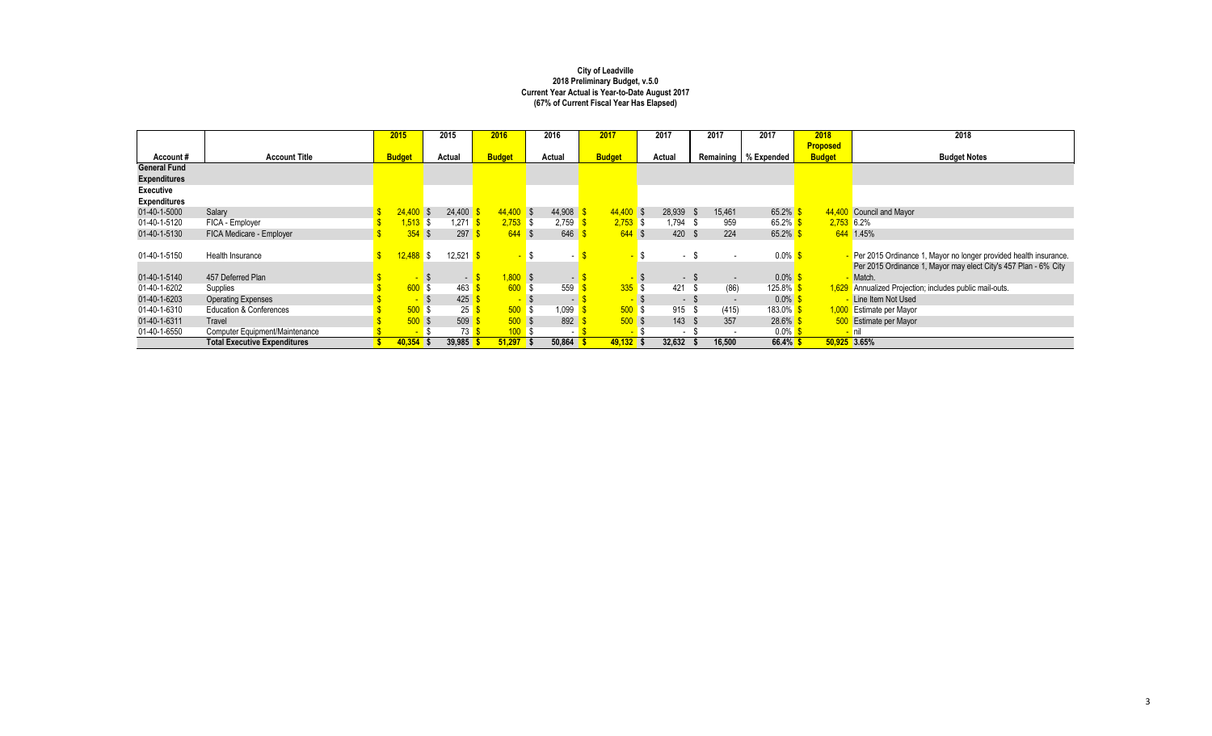**City of Leadville**
**2018 Preliminary Budget, v.5.0**
**Current Year Actual is Year-to-Date August 2017**
**(67% of Current Fiscal Year Has Elapsed)**

| | | 2015 | 2015 | 2016 | 2016 | 2017 | 2017 | 2017 | 2017 | 2018 Proposed | 2018 |
|---|---|---|---|---|---|---|---|---|---|---|---|
| Account # | Account Title | Budget | Actual | Budget | Actual | Budget | Actual | Remaining | % Expended | Budget | Budget Notes |
| **General Fund Expenditures** | | | | | | | | | | | |
| **Executive Expenditures** | | | | | | | | | | | |
| 01-40-1-5000 | Salary | $ 24,400 | $ 24,400 | $ 44,400 | $ 44,908 | $ 44,400 | $ 28,939 | $ 15,461 | 65.2% | $ 44,400 | Council and Mayor |
| 01-40-1-5120 | FICA - Employer | $ 1,513 | $ 1,271 | $ 2,753 | $ 2,759 | $ 2,753 | $ 1,794 | $ 959 | 65.2% | $ 2,753 | 6.2% |
| 01-40-1-5130 | FICA Medicare - Employer | $ 354 | $ 297 | $ 644 | $ 646 | $ 644 | $ 420 | $ 224 | 65.2% | $ 644 | 1.45% |
| 01-40-1-5150 | Health Insurance | $ 12,488 | $ 12,521 | $ - | $ - | $ - | $ - | $ - | 0.0% | $ - | Per 2015 Ordinance 1, Mayor no longer provided health insurance. |
| 01-40-1-5140 | 457 Deferred Plan | $ - | $ - | $ 1,800 | $ - | $ - | $ - | $ - | 0.0% | $ - | Per 2015 Ordinance 1, Mayor may elect City's 457 Plan - 6% City Match. |
| 01-40-1-6202 | Supplies | $ 600 | $ 463 | $ 600 | $ 559 | $ 335 | $ 421 | $ (86) | 125.8% | $ 1,629 | Annualized Projection; includes public mail-outs. |
| 01-40-1-6203 | Operating Expenses | $ - | $ 425 | $ - | $ - | $ - | $ - | $ - | 0.0% | $ - | Line Item Not Used |
| 01-40-1-6310 | Education & Conferences | $ 500 | $ 25 | $ 500 | $ 1,099 | $ 500 | $ 915 | $ (415) | 183.0% | $ 1,000 | Estimate per Mayor |
| 01-40-1-6311 | Travel | $ 500 | $ 509 | $ 500 | $ 892 | $ 500 | $ 143 | $ 357 | 28.6% | $ 500 | Estimate per Mayor |
| 01-40-1-6550 | Computer Equipment/Maintenance | $ - | $ 73 | $ 100 | $ - | $ - | $ - | $ - | 0.0% | $ - | nil |
| | **Total Executive Expenditures** | **$ 40,354** | **$ 39,985** | **$ 51,297** | **$ 50,864** | **$ 49,132** | **$ 32,632** | **$ 16,500** | **66.4%** | **$ 50,925** | **3.65%** |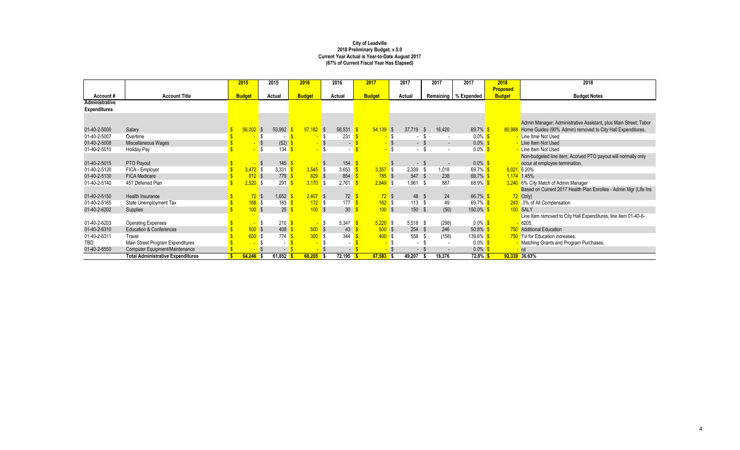**City of Leadville**
**2018 Preliminary Budget, v.5.0**
**Current Year Actual is Year-to-Date August 2017**
**(67% of Current Fiscal Year Has Elapsed)**

| Account # | Account Title | 2015 Budget | 2015 Actual | 2016 Budget | 2016 Actual | 2017 Budget | 2017 Actual | 2017 Remaining | 2017 % Expended | 2018 Proposed Budget | 2018 Budget Notes |
|---|---|---|---|---|---|---|---|---|---|---|---|
| **Administrative Expenditures** | | | | | | | | | | | |
| 01-40-2-5000 | Salary | $ 56,002 | $ 53,992 | $ 57,182 | $ 58,531 | $ 54,139 | $ 37,719 | $ 16,420 | 69.7% | $ 80,988 | Admin Manager; Administrative Assistant, plus Main Street; Tabor Home Guides (90% Admin) removed to City Hall Expenditures. |
| 01-40-2-5007 | Overtime | $ - | $ - | $ - | $ 231 | $ - | $ - | $ - | 0.0% | $ - | Line Itme Not Used |
| 01-40-2-5008 | Miscellaneous Wages | $ - | $ (52) | $ - | $ - | $ - | $ - | $ - | 0.0% | $ - | Line Item Not Used |
| 01-40-2-5010 | Holiday Pay | $ - | $ 134 | $ - | $ - | $ - | $ - | $ - | 0.0% | $ - | Line Item Not Used |
| 01-40-2-5015 | PTO Payout | $ - | $ 145 | $ - | $ 154 | $ - | $ - | $ - | 0.0% | $ - | Non-budgeted line item; Accrued PTO payout will normally only occur at employee termination. |
| 01-40-2-5120 | FICA - Employer | $ 3,472 | $ 3,331 | $ 3,545 | $ 3,653 | $ 3,357 | $ 2,339 | $ 1,018 | 69.7% | $ 5,021 | 6.20% |
| 01-40-2-5130 | FICA Medicare | $ 812 | $ 779 | $ 829 | $ 854 | $ 785 | $ 547 | $ 238 | 69.7% | $ 1,174 | 1.45% |
| 01-40-2-5140 | 457 Deferred Plan | $ 2,520 | $ 291 | $ 3,170 | $ 2,761 | $ 2,849 | $ 1,961 | $ 887 | 68.9% | $ 3,240 | 6% City Match of Admin Manager |
| 01-40-2-5150 | Health Insurance | $ 72 | $ 1,652 | $ 2,407 | $ 72 | $ 72 | $ 48 | $ 24 | 66.7% | $ 72 | Based on Current 2017 Health Plan Enrollee - Admin Mgr (Life Ins Only) |
| 01-40-2-5165 | State Unemployment Tax | $ 168 | $ 163 | $ 172 | $ 177 | $ 162 | $ 113 | $ 49 | 69.7% | $ 243 | .3% of All Compensation |
| 01-40-2-6202 | Supplies | $ 100 | $ 25 | $ 100 | $ 30 | $ 100 | $ 150 | $ (50) | 150.0% | $ 100 | SALY |
| 01-40-2-6203 | Operating Expenses | $ - | $ 210 | $ - | $ 5,347 | $ 5,220 | $ 5,518 | $ (298) | 0.0% | $ - | Line Item removed to City Hall Expenditures, line item 01-40-6-6205. |
| 01-40-2-6310 | Education & Conferences | $ 500 | $ 408 | $ 500 | $ 43 | $ 500 | $ 254 | $ 246 | 50.8% | $ 750 | Additional Education |
| 01-40-2-6311 | Travel | $ 600 | $ 774 | $ 300 | $ 344 | $ 400 | $ 558 | $ (158) | 139.6% | $ 750 | Tvl for Education increases. |
| TBD | Main Street Program Expenditures | $ - | $ - | $ - | $ - | $ - | $ - | $ - | 0.0% | $ - | Matching Grants and Program Purchases. |
| 01-40-2-6550 | Computer Equipment/Maintenance | $ - | $ - | $ - | $ - | $ - | $ - | $ - | 0.0% | $ - | nil |
| | **Total Administrative Expenditures** | **$ 64,246** | **$ 61,852** | **$ 68,205** | **$ 72,195** | **$ 67,583** | **$ 49,207** | **$ 18,376** | **72.8%** | **$ 92,339** | **36.63%** |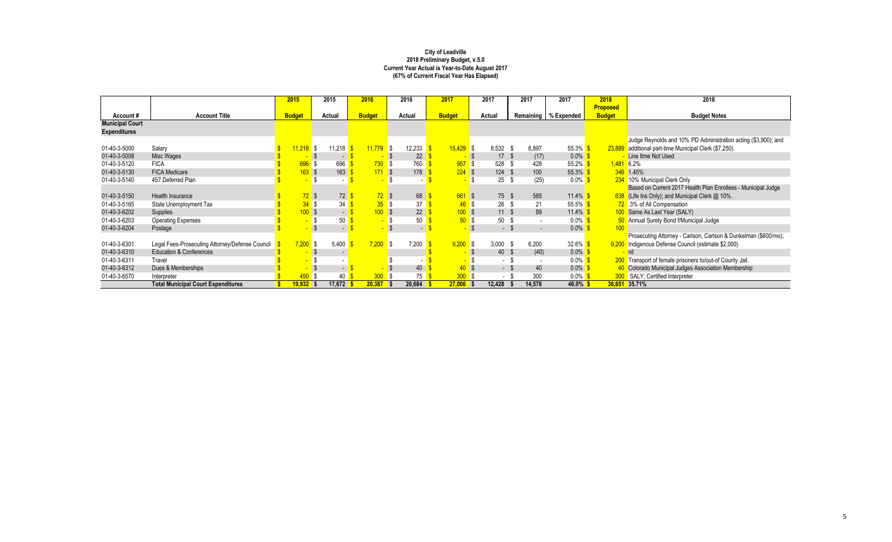**City of Leadville**
**2018 Preliminary Budget, v.5.0**
**Current Year Actual is Year-to-Date August 2017**
**(67% of Current Fiscal Year Has Elapsed)**

| Account # | Account Title | 2015 Budget | 2015 Actual | 2016 Budget | 2016 Actual | 2017 Budget | 2017 Actual | 2017 Remaining | 2017 % Expended | 2018 Proposed Budget | 2018 Budget Notes |
|---|---|---|---|---|---|---|---|---|---|---|---|
| **Municipal Court Expenditures** | | | | | | | | | | | |
| 01-40-3-5000 | Salary | $ 11,218 | $ 11,218 | $ 11,779 | $ 12,233 | $ 15,429 | $ 8,532 | $ 6,897 | 55.3% | $ 23,889 | Judge Reynolds and 10% PD Administration acting ($3,900); and additional part-time Municipal Clerk ($7,250). |
| 01-40-3-5008 | Misc Wages | $ - | $ - | $ - | $ 22 | $ - | $ 17 | $ (17) | 0.0% | $ - | Line Itme Not Used |
| 01-40-3-5120 | FICA | $ 696 | $ 696 | $ 730 | $ 760 | $ 957 | $ 528 | $ 428 | 55.2% | $ 1,481 | 6.2% |
| 01-40-3-5130 | FICA Medicare | $ 163 | $ 163 | $ 171 | $ 178 | $ 224 | $ 124 | $ 100 | 55.3% | $ 346 | 1.45% |
| 01-40-3-5140 | 457 Deferred Plan | $ - | $ - | $ - | $ - | $ - | $ 25 | $ (25) | 0.0% | $ 234 | 10% Municipal Clerk Only |
| 01-40-3-5150 | Health Insurance | $ 72 | $ 72 | $ 72 | $ 68 | $ 661 | $ 75 | $ 585 | 11.4% | $ 638 | Based on Current 2017 Health Plan Enrollees - Municipal Judge (Life Ins Only); and Municipal Clerk @ 10%. |
| 01-40-3-5165 | State Unemployment Tax | $ 34 | $ 34 | $ 35 | $ 37 | $ 46 | $ 26 | $ 21 | 55.5% | $ 72 | .3% of All Compensation |
| 01-40-3-6202 | Supplies | $ 100 | $ - | $ 100 | $ 22 | $ 100 | $ 11 | $ 89 | 11.4% | $ 100 | Same As Last Year (SALY) |
| 01-40-3-6203 | Operating Expenses | $ - | $ 50 | $ - | $ 50 | $ 50 | $ 50 | $ - | 0.0% | $ 50 | Annual Surety Bond f/Municipal Judge |
| 01-40-3-6204 | Postage | $ - | $ - | $ - | $ - | $ - | $ - | $ - | 0.0% | $ 100 | |
| 01-40-3-6301 | Legal Fees-Prosecuting Attorney/Defense Council | $ 7,200 | $ 5,400 | $ 7,200 | $ 7,200 | $ 9,200 | $ 3,000 | $ 6,200 | 32.6% | $ 9,200 | Prosecuting Attorney - Carlson, Carlson & Dunkelman ($600/mo); Indigenous Defense Council (estimate $2,000) |
| 01-40-3-6310 | Education & Conferences | $ - | $ - | | | $ - | $ 40 | $ (40) | 0.0% | $ - | nil |
| 01-40-3-6311 | Travel | $ - | $ - | | $ - | $ - | $ - | $ - | 0.0% | $ 200 | Transport of female prisoners to/out-of County Jail. |
| 01-40-3-6312 | Dues & Memberships | $ - | $ - | $ - | $ 40 | $ 40 | $ - | $ 40 | 0.0% | $ 40 | Colorado Municipal Judges Association Membership |
| 01-40-3-6570 | Interpreter | $ 450 | $ 40 | $ 300 | $ 75 | $ 300 | $ - | $ 300 | 0.0% | $ 300 | SALY; Certified Interpreter |
| | **Total Municipal Court Expenditures** | **$ 19,932** | **$ 17,672** | **$ 20,387** | **$ 20,684** | **$ 27,006** | **$ 12,428** | **$ 14,578** | **46.0%** | **$ 36,651** | **35.71%** |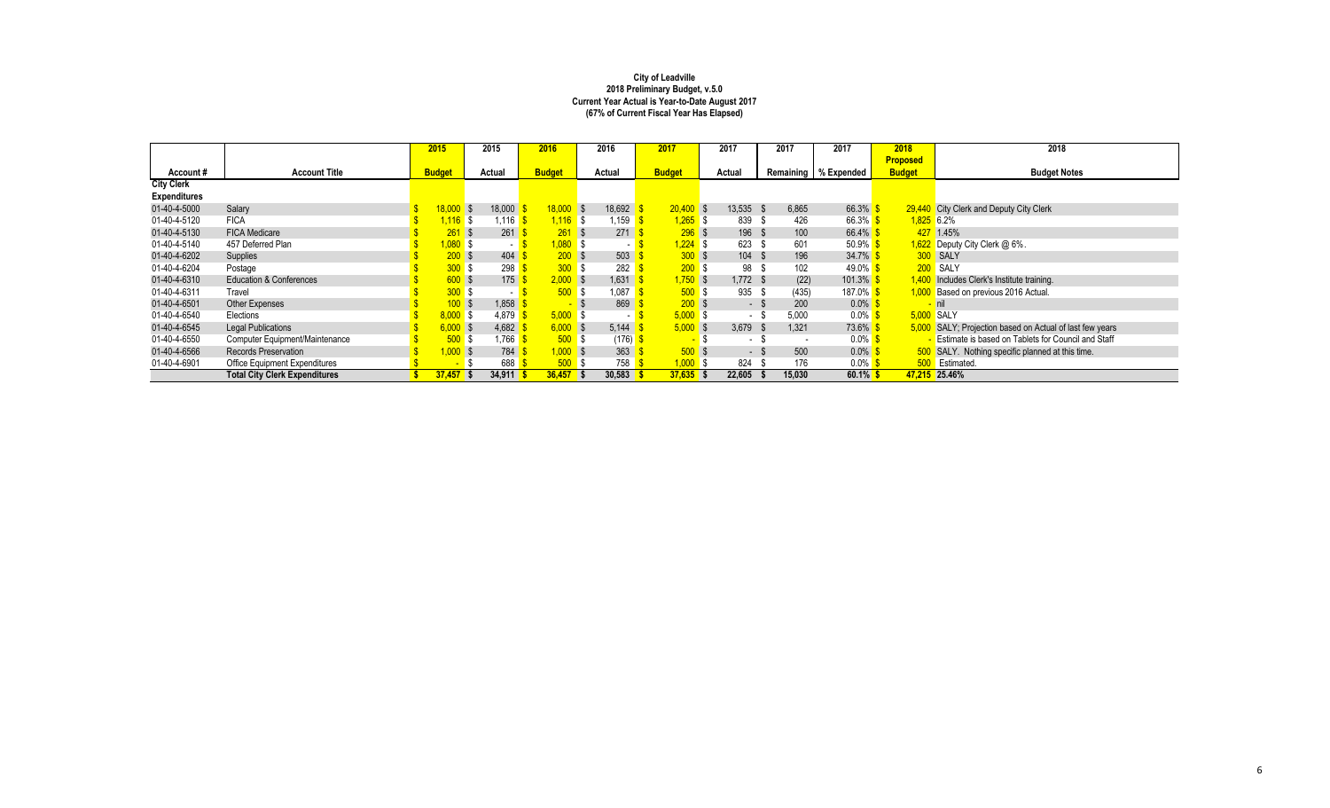# City of Leadville
## 2018 Preliminary Budget, v.5.0
### Current Year Actual is Year-to-Date August 2017
### (67% of Current Fiscal Year Has Elapsed)

| Account # | Account Title | 2015 Budget | 2015 Actual | 2016 Budget | 2016 Actual | 2017 Budget | 2017 Actual | 2017 Remaining | 2017 % Expended | 2018 Proposed Budget | 2018 Budget Notes |
|---|---|---|---|---|---|---|---|---|---|---|---|
| **City Clerk Expenditures** | | | | | | | | | | | |
| 01-40-4-5000 | Salary | $ 18,000 | $ 18,000 | $ 18,000 | $ 18,692 | $ 20,400 | $ 13,535 | $ 6,865 | 66.3% | $ 29,440 | City Clerk and Deputy City Clerk |
| 01-40-4-5120 | FICA | $ 1,116 | $ 1,116 | $ 1,116 | $ 1,159 | $ 1,265 | $ 839 | $ 426 | 66.3% | $ 1,825 | 6.2% |
| 01-40-4-5130 | FICA Medicare | $ 261 | $ 261 | $ 261 | $ 271 | $ 296 | $ 196 | $ 100 | 66.4% | $ 427 | 1.45% |
| 01-40-4-5140 | 457 Deferred Plan | $ 1,080 | $ - | $ 1,080 | $ - | $ 1,224 | $ 623 | $ 601 | 50.9% | $ 1,622 | Deputy City Clerk @ 6%. |
| 01-40-4-6202 | Supplies | $ 200 | $ 404 | $ 200 | $ 503 | $ 300 | $ 104 | $ 196 | 34.7% | $ 300 | SALY |
| 01-40-4-6204 | Postage | $ 300 | $ 298 | $ 300 | $ 282 | $ 200 | $ 98 | $ 102 | 49.0% | $ 200 | SALY |
| 01-40-4-6310 | Education & Conferences | $ 600 | $ 175 | $ 2,000 | $ 1,631 | $ 1,750 | $ 1,772 | $ (22) | 101.3% | $ 1,400 | Includes Clerk's Institute training. |
| 01-40-4-6311 | Travel | $ 300 | $ - | $ 500 | $ 1,087 | $ 500 | $ 935 | $ (435) | 187.0% | $ 1,000 | Based on previous 2016 Actual. |
| 01-40-4-6501 | Other Expenses | $ 100 | $ 1,858 | $ - | $ 869 | $ 200 | $ - | $ 200 | 0.0% | $ - | nil |
| 01-40-4-6540 | Elections | $ 8,000 | $ 4,879 | $ 5,000 | $ - | $ 5,000 | $ - | $ 5,000 | 0.0% | $ 5,000 | SALY |
| 01-40-4-6545 | Legal Publications | $ 6,000 | $ 4,682 | $ 6,000 | $ 5,144 | $ 5,000 | $ 3,679 | $ 1,321 | 73.6% | $ 5,000 | SALY; Projection based on Actual of last few years |
| 01-40-4-6550 | Computer Equipment/Maintenance | $ 500 | $ 1,766 | $ 500 | $ (176) | $ - | $ - | $ - | 0.0% | $ - | Estimate is based on Tablets for Council and Staff |
| 01-40-4-6566 | Records Preservation | $ 1,000 | $ 784 | $ 1,000 | $ 363 | $ 500 | $ - | $ 500 | 0.0% | $ 500 | SALY. Nothing specific planned at this time. |
| 01-40-4-6901 | Office Equipment Expenditures | $ - | $ 688 | $ 500 | $ 758 | $ 1,000 | $ 824 | $ 176 | 0.0% | $ 500 | Estimated. |
| | **Total City Clerk Expenditures** | **$ 37,457** | **$ 34,911** | **$ 36,457** | **$ 30,583** | **$ 37,635** | **$ 22,605** | **$ 15,030** | **60.1%** | **$ 47,215** | **25.46%** |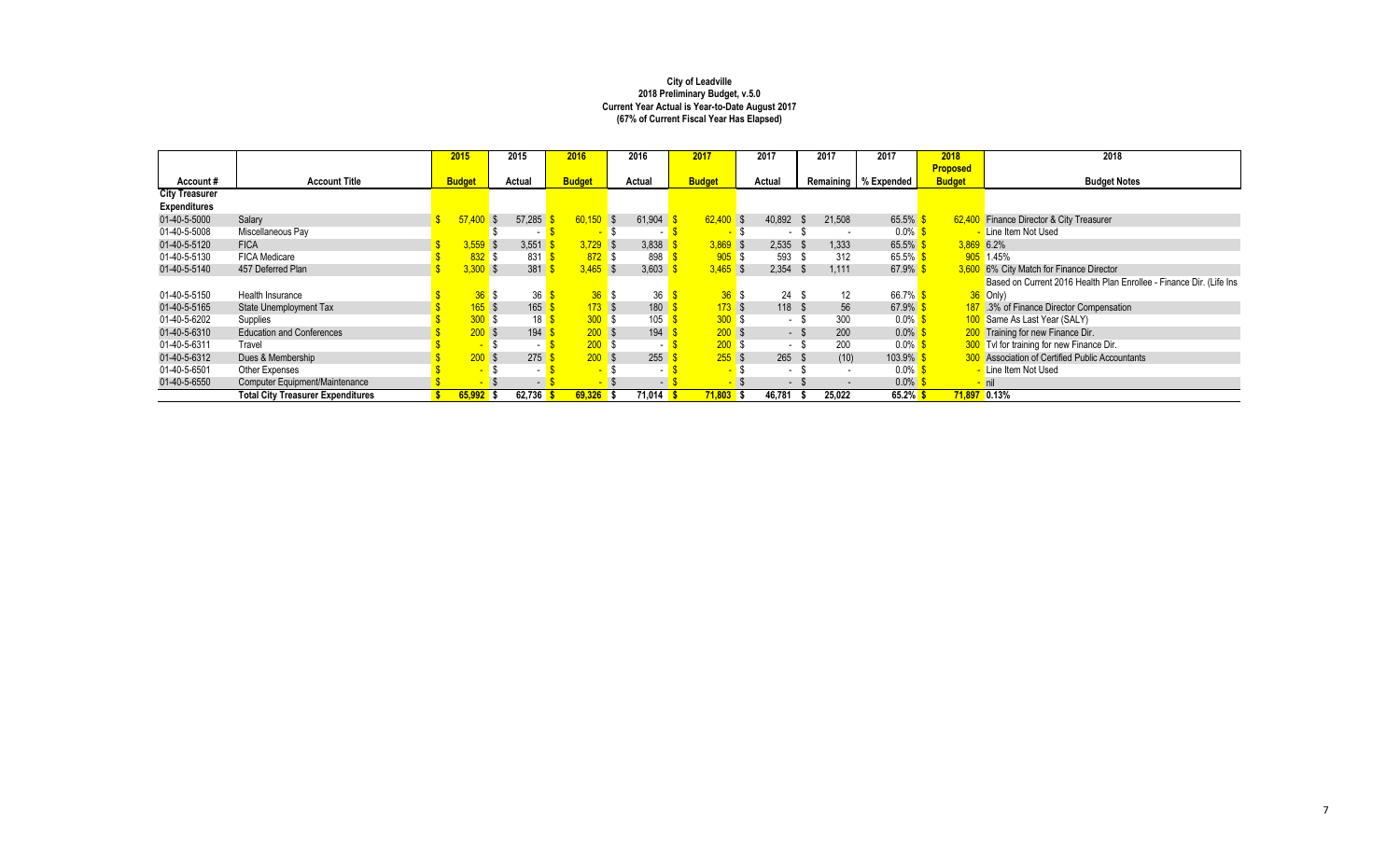**City of Leadville**
**2018 Preliminary Budget, v.5.0**
**Current Year Actual is Year-to-Date August 2017**
**(67% of Current Fiscal Year Has Elapsed)**

| Account # | Account Title | 2015 Budget | 2015 Actual | 2016 Budget | 2016 Actual | 2017 Budget | 2017 Actual | 2017 Remaining | 2017 % Expended | 2018 Proposed Budget | 2018 Budget Notes |
|---|---|---|---|---|---|---|---|---|---|---|---|
| **City Treasurer Expenditures** | | | | | | | | | | | |
| 01-40-5-5000 | Salary | $ 57,400 | $ 57,285 | $ 60,150 | $ 61,904 | $ 62,400 | $ 40,892 | $ 21,508 | 65.5% | $ 62,400 | Finance Director & City Treasurer |
| 01-40-5-5008 | Miscellaneous Pay | | $ - | $ - | $ - | $ - | $ - | $ - | 0.0% | $ - | Line Item Not Used |
| 01-40-5-5120 | FICA | $ 3,559 | $ 3,551 | $ 3,729 | $ 3,838 | $ 3,869 | $ 2,535 | $ 1,333 | 65.5% | $ 3,869 | 6.2% |
| 01-40-5-5130 | FICA Medicare | $ 832 | $ 831 | $ 872 | $ 898 | $ 905 | $ 593 | $ 312 | 65.5% | $ 905 | 1.45% |
| 01-40-5-5140 | 457 Deferred Plan | $ 3,300 | $ 381 | $ 3,465 | $ 3,603 | $ 3,465 | $ 2,354 | $ 1,111 | 67.9% | $ 3,600 | 6% City Match for Finance Director |
| 01-40-5-5150 | Health Insurance | $ 36 | $ 36 | $ 36 | $ 36 | $ 36 | $ 24 | $ 12 | 66.7% | $ 36 | Based on Current 2016 Health Plan Enrollee - Finance Dir. (Life Ins Only) |
| 01-40-5-5165 | State Unemployment Tax | $ 165 | $ 165 | $ 173 | $ 180 | $ 173 | $ 118 | $ 56 | 67.9% | $ 187 | .3% of Finance Director Compensation |
| 01-40-5-6202 | Supplies | $ 300 | $ 18 | $ 300 | $ 105 | $ 300 | $ - | $ 300 | 0.0% | $ 100 | Same As Last Year (SALY) |
| 01-40-5-6310 | Education and Conferences | $ 200 | $ 194 | $ 200 | $ 194 | $ 200 | $ - | $ 200 | 0.0% | $ 200 | Training for new Finance Dir. |
| 01-40-5-6311 | Travel | $ - | $ - | $ 200 | $ - | $ 200 | $ - | $ 200 | 0.0% | $ 300 | Tvl for training for new Finance Dir. |
| 01-40-5-6312 | Dues & Membership | $ 200 | $ 275 | $ 200 | $ 255 | $ 255 | $ 265 | $ (10) | 103.9% | $ 300 | Association of Certified Public Accountants |
| 01-40-5-6501 | Other Expenses | $ - | $ - | $ - | $ - | $ - | $ - | $ - | 0.0% | $ - | Line Item Not Used |
| 01-40-5-6550 | Computer Equipment/Maintenance | $ - | $ - | $ - | $ - | $ - | $ - | $ - | 0.0% | $ - | nil |
| | **Total City Treasurer Expenditures** | **$ 65,992** | **$ 62,736** | **$ 69,326** | **$ 71,014** | **$ 71,803** | **$ 46,781** | **$ 25,022** | **65.2%** | **$ 71,897** | **0.13%** |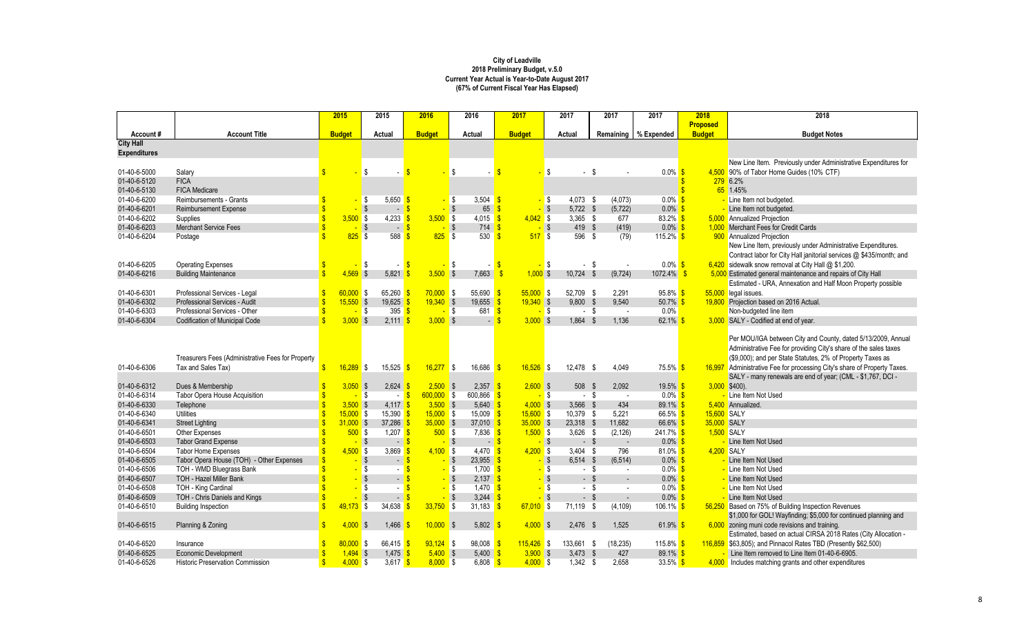**City of Leadville**
**2018 Preliminary Budget, v.5.0**
**Current Year Actual is Year-to-Date August 2017**
**(67% of Current Fiscal Year Has Elapsed)**

| Account # | Account Title | 2015 Budget | 2015 Actual | 2016 Budget | 2016 Actual | 2017 Budget | 2017 Actual | 2017 Remaining | 2017 % Expended | 2018 Proposed Budget | 2018 Budget Notes |
|---|---|---|---|---|---|---|---|---|---|---|---|
| **City Hall Expenditures** | | | | | | | | | | | |
| 01-40-6-5000 | Salary | $ - | $ - | $ - | $ - | $ - | $ - | $ - | 0.0% | $ 4,500 | New Line Item. Previously under Administrative Expenditures for 90% of Tabor Home Guides (10% CTF) |
| 01-40-6-5120 | FICA | | | | | | | | | $ 279 | 6.2% |
| 01-40-6-5130 | FICA Medicare | | | | | | | | | $ 65 | 1.45% |
| 01-40-6-6200 | Reimbursements - Grants | $ - | $ 5,650 | $ - | $ 3,504 | $ - | $ 4,073 | $ (4,073) | 0.0% | $ - | Line Item not budgeted. |
| 01-40-6-6201 | Reimbursement Expense | $ - | $ - | $ - | $ 65 | $ - | $ 5,722 | $ (5,722) | 0.0% | $ - | Line Item not budgeted. |
| 01-40-6-6202 | Supplies | $ 3,500 | $ 4,233 | $ 3,500 | $ 4,015 | $ 4,042 | $ 3,365 | $ 677 | 83.2% | $ 5,000 | Annualized Projection |
| 01-40-6-6203 | Merchant Service Fees | $ - | $ - | $ - | $ 714 | $ - | $ 419 | $ (419) | 0.0% | $ 1,000 | Merchant Fees for Credit Cards |
| 01-40-6-6204 | Postage | $ 825 | $ 588 | $ 825 | $ 530 | $ 517 | $ 596 | $ (79) | 115.2% | $ 900 | Annualized Projection |
| 01-40-6-6205 | Operating Expenses | $ - | $ - | $ - | $ - | $ - | $ - | $ - | 0.0% | $ 6,420 | New Line Item, previously under Administrative Expenditures. Contract labor for City Hall janitorial services @ $435/month; and sidewalk snow removal at City Hall @ $1,200. |
| 01-40-6-6216 | Building Maintenance | $ 4,569 | $ 5,821 | $ 3,500 | $ 7,663 | $ 1,000 | $ 10,724 | $ (9,724) | 1072.4% | $ 5,000 | Estimated general maintenance and repairs of City Hall |
| 01-40-6-6301 | Professional Services - Legal | $ 60,000 | $ 65,260 | $ 70,000 | $ 55,690 | $ 55,000 | $ 52,709 | $ 2,291 | 95.8% | $ 55,000 | Estimated - URA, Annexation and Half Moon Property possible legal issues. |
| 01-40-6-6302 | Professional Services - Audit | $ 15,550 | $ 19,625 | $ 19,340 | $ 19,655 | $ 19,340 | $ 9,800 | $ 9,540 | 50.7% | $ 19,800 | Projection based on 2016 Actual. |
| 01-40-6-6303 | Professional Services - Other | $ - | $ 395 | $ - | $ 681 | $ - | $ - | $ - | 0.0% | | Non-budgeted line item |
| 01-40-6-6304 | Codification of Municipal Code | $ 3,000 | $ 2,111 | $ 3,000 | $ - | $ 3,000 | $ 1,864 | $ 1,136 | 62.1% | $ 3,000 | SALY - Codified at end of year. |
| 01-40-6-6306 | Treasurers Fees (Administrative Fees for Property Tax and Sales Tax) | $ 16,289 | $ 15,525 | $ 16,277 | $ 16,686 | $ 16,526 | $ 12,478 | $ 4,049 | 75.5% | $ 16,997 | Per MOU/IGA between City and County, dated 5/13/2009, Annual Administrative Fee for providing City's share of the sales taxes ($9,000); and per State Statutes, 2% of Property Taxes as Administrative Fee for processing City's share of Property Taxes. |
| 01-40-6-6312 | Dues & Membership | $ 3,050 | $ 2,624 | $ 2,500 | $ 2,357 | $ 2,600 | $ 508 | $ 2,092 | 19.5% | $ 3,000 | SALY - many renewals are end of year; (CML - $1,767, DCI - $400). |
| 01-40-6-6314 | Tabor Opera House Acquisition | $ - | $ - | $ 600,000 | $ 600,866 | $ - | $ - | $ - | 0.0% | $ - | Line Item Not Used |
| 01-40-6-6330 | Telephone | $ 3,500 | $ 4,117 | $ 3,500 | $ 5,640 | $ 4,000 | $ 3,566 | $ 434 | 89.1% | $ 5,400 | Annualized. |
| 01-40-6-6340 | Utilities | $ 15,000 | $ 15,390 | $ 15,000 | $ 15,009 | $ 15,600 | $ 10,379 | $ 5,221 | 66.5% | $ 15,600 | SALY |
| 01-40-6-6341 | Street Lighting | $ 31,000 | $ 37,286 | $ 35,000 | $ 37,010 | $ 35,000 | $ 23,318 | $ 11,682 | 66.6% | $ 35,000 | SALY |
| 01-40-6-6501 | Other Expenses | $ 500 | $ 1,207 | $ 500 | $ 7,836 | $ 1,500 | $ 3,626 | $ (2,126) | 241.7% | $ 1,500 | SALY |
| 01-40-6-6503 | Tabor Grand Expense | $ - | $ - | $ - | $ - | $ - | $ - | $ - | 0.0% | $ - | Line Item Not Used |
| 01-40-6-6504 | Tabor Home Expenses | $ 4,500 | $ 3,869 | $ 4,100 | $ 4,470 | $ 4,200 | $ 3,404 | $ 796 | 81.0% | $ 4,200 | SALY |
| 01-40-6-6505 | Tabor Opera House (TOH) - Other Expenses | $ - | $ - | $ - | $ 23,955 | $ - | $ 6,514 | $ (6,514) | 0.0% | $ - | Line Item Not Used |
| 01-40-6-6506 | TOH - WMD Bluegrass Bank | $ - | $ - | $ - | $ 1,700 | $ - | $ - | $ - | 0.0% | $ - | Line Item Not Used |
| 01-40-6-6507 | TOH - Hazel Miller Bank | $ - | $ - | $ - | $ 2,137 | $ - | $ - | $ - | 0.0% | $ - | Line Item Not Used |
| 01-40-6-6508 | TOH - King Cardinal | $ - | $ - | $ - | $ 1,470 | $ - | $ - | $ - | 0.0% | $ - | Line Item Not Used |
| 01-40-6-6509 | TOH - Chris Daniels and Kings | $ - | $ - | $ - | $ 3,244 | $ - | $ - | $ - | 0.0% | $ - | Line Item Not Used |
| 01-40-6-6510 | Building Inspection | $ 49,173 | $ 34,638 | $ 33,750 | $ 31,183 | $ 67,010 | $ 71,119 | $ (4,109) | 106.1% | $ 56,250 | Based on 75% of Building Inspection Revenues |
| 01-40-6-6515 | Planning & Zoning | $ 4,000 | $ 1,466 | $ 10,000 | $ 5,802 | $ 4,000 | $ 2,476 | $ 1,525 | 61.9% | $ 6,000 | $1,000 for GOL! Wayfinding; $5,000 for continued planning and zoning muni code revisions and training. |
| 01-40-6-6520 | Insurance | $ 80,000 | $ 66,415 | $ 93,124 | $ 98,008 | $ 115,426 | $ 133,661 | $ (18,235) | 115.8% | $ 116,859 | Estimated, based on actual CIRSA 2018 Rates (City Allocation - $63,805); and Pinnacol Rates TBD (Presently $62,500) |
| 01-40-6-6525 | Economic Development | $ 1,494 | $ 1,475 | $ 5,400 | $ 5,400 | $ 3,900 | $ 3,473 | $ 427 | 89.1% | $ - | Line Item removed to Line Item 01-40-6-6905. |
| 01-40-6-6526 | Historic Preservation Commission | $ 4,000 | $ 3,617 | $ 8,000 | $ 6,808 | $ 4,000 | $ 1,342 | $ 2,658 | 33.5% | $ 4,000 | Includes matching grants and other expenditures |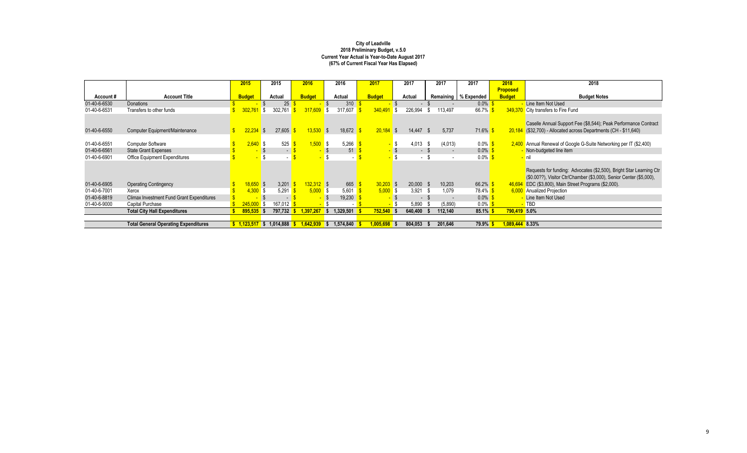**City of Leadville**
**2018 Preliminary Budget, v.5.0**
**Current Year Actual is Year-to-Date August 2017**
**(67% of Current Fiscal Year Has Elapsed)**

| Account # | Account Title | 2015 Budget | 2015 Actual | 2016 Budget | 2016 Actual | 2017 Budget | 2017 Actual | 2017 Remaining | 2017 % Expended | 2018 Proposed Budget | 2018 Budget Notes |
|---|---|---|---|---|---|---|---|---|---|---|---|
| 01-40-6-6530 | Donations | $ - | $ 25 | $ - | $ 310 | $ - | $ - | $ - | 0.0% | $ - | Line Item Not Used |
| 01-40-6-6531 | Transfers to other funds | $ 302,761 | $ 302,761 | $ 317,609 | $ 317,607 | $ 340,491 | $ 226,994 | $ 113,497 | 66.7% | $ 349,370 | City transfers to Fire Fund |
| 01-40-6-6550 | Computer Equipment/Maintenance | $ 22,234 | $ 27,605 | $ 13,530 | $ 18,672 | $ 20,184 | $ 14,447 | $ 5,737 | 71.6% | $ 20,184 | Caselle Annual Support Fee ($8,544); Peak Performance Contract ($32,700) - Allocated across Departments (CH - $11,640) |
| 01-40-6-6551 | Computer Software | $ 2,640 | $ 525 | $ 1,500 | $ 5,266 | $ - | $ 4,013 | $ (4,013) | 0.0% | $ 2,400 | Annual Renewal of Google G-Suite Networking per IT ($2,400) |
| 01-40-6-6561 | State Grant Expenses | $ - | $ - | $ - | $ 51 | $ - | $ - | $ - | 0.0% | $ - | Non-budgeted line item |
| 01-40-6-6901 | Office Equipment Expenditures | $ - | $ - | $ - | $ - | $ - | $ - | $ - | 0.0% | $ - | nil |
| 01-40-6-6905 | Operating Contingency | $ 18,650 | $ 3,201 | $ 132,312 | $ 665 | $ 30,203 | $ 20,000 | $ 10,203 | 66.2% | $ 46,694 | Requests for funding: Advocates ($2,500), Bright Star Learning Ctr ($0.00??), Visitor Ctr/Chamber ($3,000), Senior Center ($5,000), EDC ($3,800), Main Street Programs ($2,000). |
| 01-40-6-7001 | Xerox | $ 4,300 | $ 5,291 | $ 5,000 | $ 5,601 | $ 5,000 | $ 3,921 | $ 1,079 | 78.4% | $ 6,000 | Anualized Projection |
| 01-40-6-8819 | Climax Investment Fund Grant Expenditures | $ - | $ - | $ - | $ 19,230 | $ - | $ - | $ - | 0.0% | $ - | Line Item Not Used |
| 01-40-6-9000 | Capital Purchase | $ 245,000 | $ 167,012 | $ - | $ - | $ - | $ 5,890 | $ (5,890) | 0.0% | $ - | TBD |
| | **Total City Hall Expenditures** | **$ 895,535** | **$ 797,732** | **$ 1,397,267** | **$ 1,329,501** | **$ 752,540** | **$ 640,400** | **$ 112,140** | **85.1%** | **$ 790,419** | **5.0%** |
| | **Total General Operating Expenditures** | **$ 1,123,517** | **$ 1,014,888** | **$ 1,642,939** | **$ 1,574,840** | **$ 1,005,698** | **$ 804,053** | **$ 201,646** | **79.9%** | **$ 1,089,444** | **8.33%** |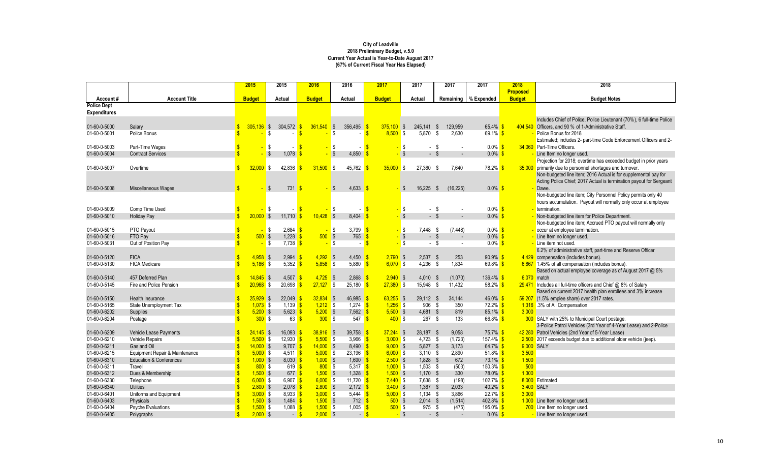# City of Leadville
## 2018 Preliminary Budget, v.5.0
### Current Year Actual is Year-to-Date August 2017
### (67% of Current Fiscal Year Has Elapsed)

| Account # | Account Title | 2015 Budget | 2015 Actual | 2016 Budget | 2016 Actual | 2017 Budget | 2017 Actual | 2017 Remaining | 2017 % Expended | 2018 Proposed Budget | 2018 Budget Notes |
|---|---|---|---|---|---|---|---|---|---|---|---|
| **Police Dept Expenditures** | | | | | | | | | | | |
| 01-60-0-5000 | Salary | $ 305,136 | $ 304,572 | $ 361,540 | $ 356,495 | $ 375,100 | $ 245,141 | $ 129,959 | 65.4% | $ 404,540 | Includes Chief of Police, Police Lieutenant (70%), 6 full-time Police Officers, and 90 % of 1-Administrative Staff. |
| 01-60-0-5001 | Police Bonus | $ - | $ - | $ - | $ - | $ 8,500 | $ 5,870 | $ 2,630 | 69.1% | $ - | Police Bonus for 2018 |
| 01-60-0-5003 | Part-Time Wages | $ - | $ - | $ - | $ - | $ - | $ - | $ - | 0.0% | $ 34,060 | Estimated; includes 2- part-time Code Enforcement Officers and 2-Part-Time Officers. |
| 01-60-0-5004 | Contract Services | $ - | $ 1,078 | $ - | $ 4,850 | $ - | $ - | $ - | 0.0% | $ - | Line Item no longer used. |
| 01-60-0-5007 | Overtime | $ 32,000 | $ 42,836 | $ 31,500 | $ 45,762 | $ 35,000 | $ 27,360 | $ 7,640 | 78.2% | $ 35,000 | Projection for 2018; overtime has exceeded budget in prior years primarily due to personnel shortages and turnover. |
| 01-60-0-5008 | Miscellaneous Wages | $ - | $ 731 | $ - | $ 4,633 | $ - | $ 16,225 | $ (16,225) | 0.0% | $ - | Non-budgeted line item; 2016 Actual is for supplemental pay for Acting Police Chief; 2017 Actual is termination payout for Sergeant Dawe. |
| 01-60-0-5009 | Comp Time Used | $ - | $ - | $ - | $ - | $ - | $ - | $ - | 0.0% | $ - | Non-budgeted line item; City Personnel Policy permits only 40 hours accumulation. Payout will normally only occur at employee termination. |
| 01-60-0-5010 | Holiday Pay | $ 20,000 | $ 11,710 | $ 10,428 | $ 8,404 | $ - | $ - | $ - | 0.0% | $ - | Non-budgeted line item for Police Department. |
| 01-60-0-5015 | PTO Payout | $ - | $ 2,684 | $ - | $ 3,799 | $ - | $ 7,448 | $ (7,448) | 0.0% | $ - | Non-budgeted line item; Accrued PTO payout will normally only occur at employee termination. |
| 01-60-0-5016 | FTO Pay | $ 500 | $ 1,228 | $ 500 | $ 765 | $ - | $ - | $ - | 0.0% | $ - | Line Item no longer used. |
| 01-60-0-5031 | Out of Position Pay | $ - | $ 7,738 | $ - | $ - | $ - | $ - | $ - | 0.0% | $ - | Line item not used. |
| 01-60-0-5120 | FICA | $ 4,958 | $ 2,994 | $ 4,292 | $ 4,450 | $ 2,790 | $ 2,537 | $ 253 | 90.9% | $ 4,429 | 6.2% of administrative staff, part-time and Reserve Officer compensation (includes bonus). |
| 01-60-0-5130 | FICA Medicare | $ 5,186 | $ 5,352 | $ 5,858 | $ 5,880 | $ 6,070 | $ 4,236 | $ 1,834 | 69.8% | $ 6,867 | 1.45% of all compensation (includes bonus). |
| 01-60-0-5140 | 457 Deferred Plan | $ 14,845 | $ 4,507 | $ 4,725 | $ 2,868 | $ 2,940 | $ 4,010 | $ (1,070) | 136.4% | $ 6,070 | Based on actual employee coverage as of August 2017 @ 5% match |
| 01-60-0-5145 | Fire and Police Pension | $ 20,968 | $ 20,698 | $ 27,127 | $ 25,180 | $ 27,380 | $ 15,948 | $ 11,432 | 58.2% | $ 29,471 | Includes all full-time officers and Chief @ 8% of Salary |
| 01-60-0-5150 | Health Insurance | $ 25,929 | $ 22,049 | $ 32,834 | $ 46,985 | $ 63,255 | $ 29,112 | $ 34,144 | 46.0% | $ 59,207 | Based on current 2017 health plan enrollees and 3% increase (1.5% emplee share) over 2017 rates. |
| 01-60-0-5165 | State Unemployment Tax | $ 1,073 | $ 1,139 | $ 1,212 | $ 1,274 | $ 1,256 | $ 906 | $ 350 | 72.2% | $ 1,316 | .3% of All Compensation |
| 01-60-0-6202 | Supplies | $ 5,200 | $ 5,623 | $ 5,200 | $ 7,562 | $ 5,500 | $ 4,681 | $ 819 | 85.1% | $ 3,000 | |
| 01-60-0-6204 | Postage | $ 300 | $ 63 | $ 300 | $ 547 | $ 400 | $ 267 | $ 133 | 66.8% | $ 300 | SALY with 25% to Municipal Court postage. |
| 01-60-0-6209 | Vehicle Lease Payments | $ 24,145 | $ 16,093 | $ 38,916 | $ 39,758 | $ 37,244 | $ 28,187 | $ 9,058 | 75.7% | $ 42,280 | 3-Police Patrol Vehicles (3rd Year of 4-Year Lease) and 2-Police Patrol Vehicles (2nd Year of 5-Year Lease) |
| 01-60-0-6210 | Vehicle Repairs | $ 5,500 | $ 12,930 | $ 5,500 | $ 3,966 | $ 3,000 | $ 4,723 | $ (1,723) | 157.4% | $ 2,500 | 2017 exceeds budget due to additional older vehicle (jeep). |
| 01-60-0-6211 | Gas and Oil | $ 14,000 | $ 9,707 | $ 14,000 | $ 8,490 | $ 9,000 | $ 5,827 | $ 3,173 | 64.7% | $ 9,000 | SALY |
| 01-60-0-6215 | Equipment Repair & Maintenance | $ 5,000 | $ 4,511 | $ 5,000 | $ 23,196 | $ 6,000 | $ 3,110 | $ 2,890 | 51.8% | $ 3,500 | |
| 01-60-0-6310 | Education & Conferences | $ 1,000 | $ 8,030 | $ 1,000 | $ 1,690 | $ 2,500 | $ 1,828 | $ 672 | 73.1% | $ 1,500 | |
| 01-60-0-6311 | Travel | $ 800 | $ 619 | $ 800 | $ 5,317 | $ 1,000 | $ 1,503 | $ (503) | 150.3% | $ 500 | |
| 01-60-0-6312 | Dues & Membership | $ 1,500 | $ 677 | $ 1,500 | $ 1,328 | $ 1,500 | $ 1,170 | $ 330 | 78.0% | $ 1,300 | |
| 01-60-0-6330 | Telephone | $ 6,000 | $ 6,907 | $ 6,000 | $ 11,720 | $ 7,440 | $ 7,638 | $ (198) | 102.7% | $ 8,000 | Estimated |
| 01-60-0-6340 | Utilities | $ 2,800 | $ 2,078 | $ 2,800 | $ 2,172 | $ 3,400 | $ 1,367 | $ 2,033 | 40.2% | $ 3,400 | SALY |
| 01-60-0-6401 | Uniforms and Equipment | $ 3,000 | $ 8,933 | $ 3,000 | $ 5,444 | $ 5,000 | $ 1,134 | $ 3,866 | 22.7% | $ 3,000 | |
| 01-60-0-6403 | Physicals | $ 1,500 | $ 1,484 | $ 1,500 | $ 712 | $ 500 | $ 2,014 | $ (1,514) | 402.8% | $ 1,000 | Line Item no longer used. |
| 01-60-0-6404 | Psyche Evaluations | $ 1,500 | $ 1,088 | $ 1,500 | $ 1,005 | $ 500 | $ 975 | $ (475) | 195.0% | $ 700 | Line Item no longer used. |
| 01-60-0-6405 | Polygraphs | $ 2,000 | $ - | $ 2,000 | $ - | $ - | $ - | $ - | 0.0% | $ - | Line Item no longer used. |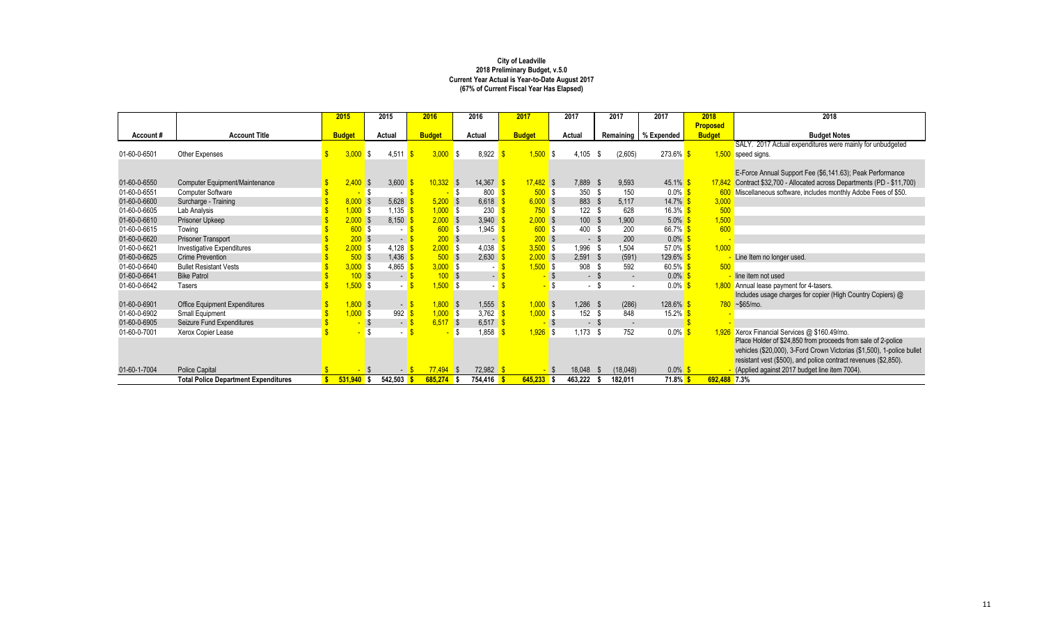**City of Leadville**
**2018 Preliminary Budget, v.5.0**
**Current Year Actual is Year-to-Date August 2017**
**(67% of Current Fiscal Year Has Elapsed)**

| Account # | Account Title | 2015 Budget | 2015 Actual | 2016 Budget | 2016 Actual | 2017 Budget | 2017 Actual | 2017 Remaining | 2017 % Expended | 2018 Proposed Budget | 2018 Budget Notes |
|---|---|---|---|---|---|---|---|---|---|---|---|
| 01-60-0-6501 | Other Expenses | $ 3,000 | $ 4,511 | $ 3,000 | $ 8,922 | $ 1,500 | $ 4,105 | $ (2,605) | 273.6% | $ 1,500 | SALY. 2017 Actual expenditures were mainly for unbudgeted speed signs. |
| 01-60-0-6550 | Computer Equipment/Maintenance | $ 2,400 | $ 3,600 | $ 10,332 | $ 14,367 | $ 17,482 | $ 7,889 | $ 9,593 | 45.1% | $ 17,842 | E-Force Annual Support Fee ($6,141.63); Peak Performance Contract $32,700 - Allocated across Departments (PD - $11,700) |
| 01-60-0-6551 | Computer Software | $ - | $ - | $ - | $ 800 | $ 500 | $ 350 | $ 150 | 0.0% | $ 600 | Miscellaneous software, includes monthly Adobe Fees of $50. |
| 01-60-0-6600 | Surcharge - Training | $ 8,000 | $ 5,628 | $ 5,200 | $ 6,618 | $ 6,000 | $ 883 | $ 5,117 | 14.7% | $ 3,000 | |
| 01-60-0-6605 | Lab Analysis | $ 1,000 | $ 1,135 | $ 1,000 | $ 230 | $ 750 | $ 122 | $ 628 | 16.3% | $ 500 | |
| 01-60-0-6610 | Prisoner Upkeep | $ 2,000 | $ 8,150 | $ 2,000 | $ 3,940 | $ 2,000 | $ 100 | $ 1,900 | 5.0% | $ 1,500 | |
| 01-60-0-6615 | Towing | $ 600 | $ - | $ 600 | $ 1,945 | $ 600 | $ 400 | $ 200 | 66.7% | $ 600 | |
| 01-60-0-6620 | Prisoner Transport | $ 200 | $ - | $ 200 | $ - | $ 200 | $ - | $ 200 | 0.0% | $ - | |
| 01-60-0-6621 | Investigative Expenditures | $ 2,000 | $ 4,128 | $ 2,000 | $ 4,038 | $ 3,500 | $ 1,996 | $ 1,504 | 57.0% | $ 1,000 | |
| 01-60-0-6625 | Crime Prevention | $ 500 | $ 1,436 | $ 500 | $ 2,630 | $ 2,000 | $ 2,591 | $ (591) | 129.6% | $ - | Line Item no longer used. |
| 01-60-0-6640 | Bullet Resistant Vests | $ 3,000 | $ 4,865 | $ 3,000 | $ - | $ 1,500 | $ 908 | $ 592 | 60.5% | $ 500 | |
| 01-60-0-6641 | Bike Patrol | $ 100 | $ - | $ 100 | $ - | $ - | $ - | $ - | 0.0% | $ - | line item not used |
| 01-60-0-6642 | Tasers | $ 1,500 | $ - | $ 1,500 | $ - | $ - | $ - | $ - | 0.0% | $ 1,800 | Annual lease payment for 4-tasers. |
| 01-60-0-6901 | Office Equipment Expenditures | $ 1,800 | $ - | $ 1,800 | $ 1,555 | $ 1,000 | $ 1,286 | $ (286) | 128.6% | $ 780 | Includes usage charges for copier (High Country Copiers) @ ~$65/mo. |
| 01-60-0-6902 | Small Equipment | $ 1,000 | $ 992 | $ 1,000 | $ 3,762 | $ 1,000 | $ 152 | $ 848 | 15.2% | $ - | |
| 01-60-0-6905 | Seizure Fund Expenditures | $ - | $ - | $ 6,517 | $ 6,517 | $ - | $ - | $ - | | $ - | |
| 01-60-0-7001 | Xerox Copier Lease | $ - | $ - | $ - | $ 1,858 | $ 1,926 | $ 1,173 | $ 752 | 0.0% | $ 1,926 | Xerox Financial Services @ $160.49/mo. |
| 01-60-1-7004 | Police Capital | $ - | $ - | $ 77,494 | $ 72,982 | $ - | $ 18,048 | $ (18,048) | 0.0% | $ - | Place Holder of $24,850 from proceeds from sale of 2-police vehicles ($20,000), 3-Ford Crown Victorias ($1,500), 1-police bullet resistant vest ($500), and police contract revenues ($2,850). (Applied against 2017 budget line item 7004). |
| | **Total Police Department Expenditures** | **$ 531,940** | **$ 542,503** | **$ 685,274** | **$ 754,416** | **$ 645,233** | **$ 463,222** | **$ 182,011** | **71.8%** | **$ 692,488** | **7.3%** |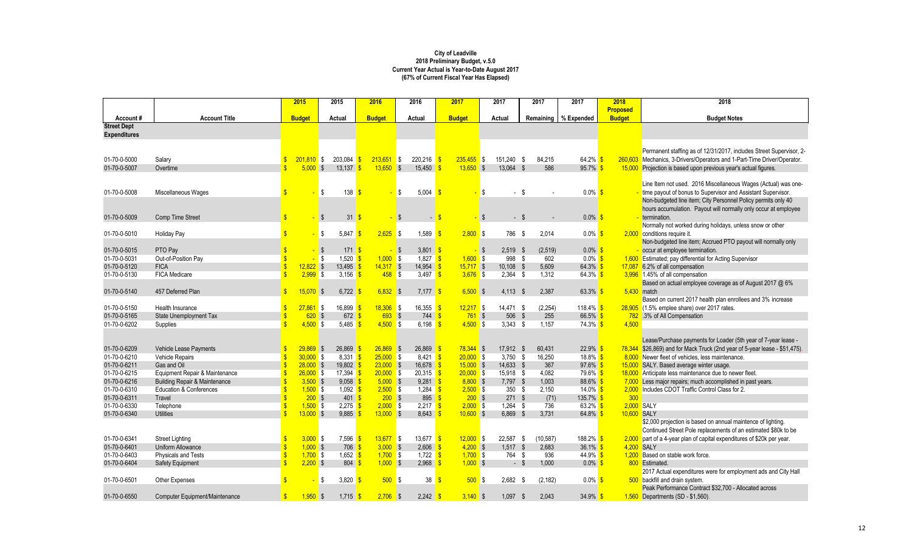**City of Leadville**
**2018 Preliminary Budget, v.5.0**
**Current Year Actual is Year-to-Date August 2017**
**(67% of Current Fiscal Year Has Elapsed)**

| Account # | Account Title | 2015 Budget | 2015 Actual | 2016 Budget | 2016 Actual | 2017 Budget | 2017 Actual | 2017 Remaining | 2017 % Expended | 2018 Proposed Budget | 2018 Budget Notes |
|---|---|---|---|---|---|---|---|---|---|---|---|
| **Street Dept Expenditures** | | | | | | | | | | | |
| 01-70-0-5000 | Salary | $ 201,810 | $ 203,084 | $ 213,651 | $ 220,216 | $ 235,455 | $ 151,240 | $ 84,215 | 64.2% | $ 260,603 | Permanent staffing as of 12/31/2017, includes Street Supervisor, 2-Mechanics, 3-Drivers/Operators and 1-Part-Time Driver/Operator. |
| 01-70-0-5007 | Overtime | $ 5,000 | $ 13,137 | $ 13,650 | $ 15,450 | $ 13,650 | $ 13,064 | $ 586 | 95.7% | $ 15,000 | Projection is based upon previous year's actual figures. |
| 01-70-0-5008 | Miscellaneous Wages | $ - | $ 138 | $ - | $ 5,004 | $ - | $ - | $ - | 0.0% | $ - | Line Item not used. 2016 Miscellaneous Wages (Actual) was one-time payout of bonus to Supervisor and Assistant Supervisor. |
| 01-70-0-5009 | Comp Time Street | $ - | $ 31 | $ - | $ - | $ - | $ - | $ - | 0.0% | $ - | Non-budgeted line item; City Personnel Policy permits only 40 hours accumulation. Payout will normally only occur at employee termination. |
| 01-70-0-5010 | Holiday Pay | $ - | $ 5,847 | $ 2,625 | $ 1,589 | $ 2,800 | $ 786 | $ 2,014 | 0.0% | $ 2,000 | Normally not worked during holidays, unless snow or other conditions require it. |
| 01-70-0-5015 | PTO Pay | $ - | $ 171 | $ - | $ 3,801 | $ - | $ 2,519 | $ (2,519) | 0.0% | $ - | Non-budgeted line item; Accrued PTO payout will normally only occur at employee termination. |
| 01-70-0-5031 | Out-of-Position Pay | $ - | $ 1,520 | $ 1,000 | $ 1,827 | $ 1,600 | $ 998 | $ 602 | 0.0% | $ 1,600 | Estimated; pay differential for Acting Supervisor |
| 01-70-0-5120 | FICA | $ 12,822 | $ 13,495 | $ 14,317 | $ 14,954 | $ 15,717 | $ 10,108 | $ 5,609 | 64.3% | $ 17,087 | 6.2% of all compensation |
| 01-70-0-5130 | FICA Medicare | $ 2,999 | $ 3,156 | $ 458 | $ 3,497 | $ 3,676 | $ 2,364 | $ 1,312 | 64.3% | $ 3,996 | 1.45% of all compensation |
| 01-70-0-5140 | 457 Deferred Plan | $ 15,070 | $ 6,722 | $ 6,832 | $ 7,177 | $ 6,500 | $ 4,113 | $ 2,387 | 63.3% | $ 5,430 | Based on actual employee coverage as of August 2017 @ 6% match |
| 01-70-0-5150 | Health Insurance | $ 27,861 | $ 16,899 | $ 18,306 | $ 16,355 | $ 12,217 | $ 14,471 | $ (2,254) | 118.4% | $ 28,905 | Based on current 2017 health plan enrollees and 3% increase (1.5% emplee share) over 2017 rates. |
| 01-70-0-5165 | State Unemployment Tax | $ 620 | $ 672 | $ 693 | $ 744 | $ 761 | $ 506 | $ 255 | 66.5% | $ 782 | .3% of All Compensation |
| 01-70-0-6202 | Supplies | $ 4,500 | $ 5,485 | $ 4,500 | $ 6,198 | $ 4,500 | $ 3,343 | $ 1,157 | 74.3% | $ 4,500 | |
| 01-70-0-6209 | Vehicle Lease Payments | $ 29,869 | $ 26,869 | $ 26,869 | $ 26,869 | $ 78,344 | $ 17,912 | $ 60,431 | 22.9% | $ 78,344 | Lease/Purchase payments for Loader (5th year of 7-year lease - $26,869) and for Mack Truck (2nd year of 5-year lease - $51,475). |
| 01-70-0-6210 | Vehicle Repairs | $ 30,000 | $ 8,331 | $ 25,000 | $ 8,421 | $ 20,000 | $ 3,750 | $ 16,250 | 18.8% | $ 8,000 | Newer fleet of vehicles, less maintenance. |
| 01-70-0-6211 | Gas and Oil | $ 28,000 | $ 19,802 | $ 23,000 | $ 16,678 | $ 15,000 | $ 14,633 | $ 367 | 97.6% | $ 15,000 | SALY. Based average winter usage. |
| 01-70-0-6215 | Equipment Repair & Maintenance | $ 26,000 | $ 17,394 | $ 20,000 | $ 20,315 | $ 20,000 | $ 15,918 | $ 4,082 | 79.6% | $ 18,000 | Anticipate less maintenance due to newer fleet. |
| 01-70-0-6216 | Building Repair & Maintenance | $ 3,500 | $ 9,058 | $ 5,000 | $ 9,281 | $ 8,800 | $ 7,797 | $ 1,003 | 88.6% | $ 7,000 | Less major repairs; much accomplished in past years. |
| 01-70-0-6310 | Education & Conferences | $ 1,500 | $ 1,092 | $ 2,500 | $ 1,284 | $ 2,500 | $ 350 | $ 2,150 | 14.0% | $ 2,000 | Includes CDOT Traffic Control Class for 2. |
| 01-70-0-6311 | Travel | $ 200 | $ 401 | $ 200 | $ 895 | $ 200 | $ 271 | $ (71) | 135.7% | $ 300 | |
| 01-70-0-6330 | Telephone | $ 1,500 | $ 2,275 | $ 2,000 | $ 2,217 | $ 2,000 | $ 1,264 | $ 736 | 63.2% | $ 2,000 | SALY |
| 01-70-0-6340 | Utilities | $ 13,000 | $ 9,885 | $ 13,000 | $ 8,643 | $ 10,600 | $ 6,869 | $ 3,731 | 64.8% | $ 10,600 | SALY |
| 01-70-0-6341 | Street Lighting | $ 3,000 | $ 7,596 | $ 13,677 | $ 13,677 | $ 12,000 | $ 22,587 | $ (10,587) | 188.2% | $ 2,000 | $2,000 projection is based on annual maintence of lighting. Continued Street Pole replacements of an estimated $80k to be part of a 4-year plan of capital expenditures of $20k per year. |
| 01-70-0-6401 | Uniform Allowance | $ 1,000 | $ 706 | $ 3,000 | $ 2,606 | $ 4,200 | $ 1,517 | $ 2,683 | 36.1% | $ 4,200 | SALY |
| 01-70-0-6403 | Physicals and Tests | $ 1,700 | $ 1,652 | $ 1,700 | $ 1,722 | $ 1,700 | $ 764 | $ 936 | 44.9% | $ 1,200 | Based on stable work force. |
| 01-70-0-6404 | Safety Equipment | $ 2,200 | $ 804 | $ 1,000 | $ 2,968 | $ 1,000 | $ - | $ 1,000 | 0.0% | $ 800 | Estimated. |
| 01-70-0-6501 | Other Expenses | $ - | $ 3,820 | $ 500 | $ 38 | $ 500 | $ 2,682 | $ (2,182) | 0.0% | $ 500 | 2017 Actual expenditures were for employment ads and City Hall backfill and drain system. |
| 01-70-0-6550 | Computer Equipment/Maintenance | $ 1,950 | $ 1,715 | $ 2,706 | $ 2,242 | $ 3,140 | $ 1,097 | $ 2,043 | 34.9% | $ 1,560 | Peak Performance Contract $32,700 - Allocated across Departments (SD - $1,560). |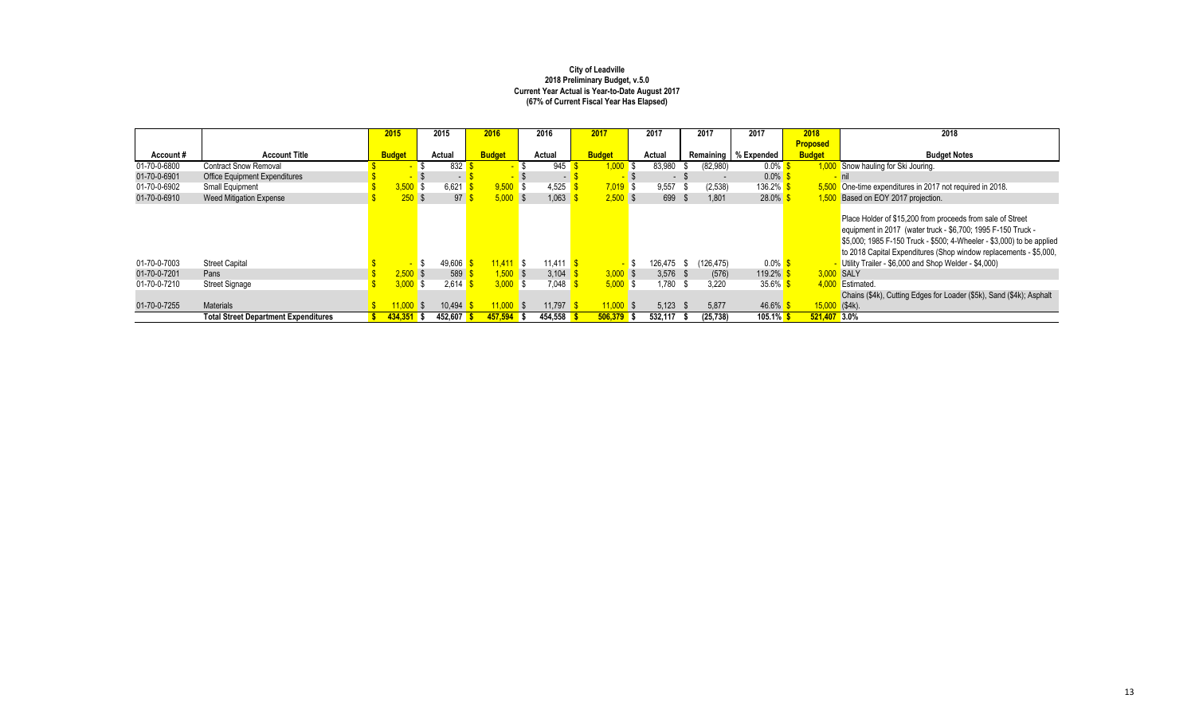**City of Leadville**
**2018 Preliminary Budget, v.5.0**
**Current Year Actual is Year-to-Date August 2017**
**(67% of Current Fiscal Year Has Elapsed)**

| Account # | Account Title | 2015 Budget | 2015 Actual | 2016 Budget | 2016 Actual | 2017 Budget | 2017 Actual | 2017 Remaining | 2017 % Expended | 2018 Proposed Budget | 2018 Budget Notes |
|---|---|---|---|---|---|---|---|---|---|---|---|
| 01-70-0-6800 | Contract Snow Removal | $ - | $ 832 | $ - | $ 945 | $ 1,000 | $ 83,980 | $ (82,980) | 0.0% | $ 1,000 | Snow hauling for Ski Jouring. |
| 01-70-0-6901 | Office Equipment Expenditures | $ - | $ - | $ - | $ - | $ - | $ - | $ - | 0.0% | $ - | nil |
| 01-70-0-6902 | Small Equipment | $ 3,500 | $ 6,621 | $ 9,500 | $ 4,525 | $ 7,019 | $ 9,557 | $ (2,538) | 136.2% | $ 5,500 | One-time expenditures in 2017 not required in 2018. |
| 01-70-0-6910 | Weed Mitigation Expense | $ 250 | $ 97 | $ 5,000 | $ 1,063 | $ 2,500 | $ 699 | $ 1,801 | 28.0% | $ 1,500 | Based on EOY 2017 projection. |
| 01-70-0-7003 | Street Capital | $ - | $ 49,606 | $ 11,411 | $ 11,411 | $ - | $ 126,475 | $ (126,475) | 0.0% | $ - | Place Holder of $15,200 from proceeds from sale of Street equipment in 2017 (water truck - $6,700; 1995 F-150 Truck - $5,000; 1985 F-150 Truck - $500; 4-Wheeler - $3,000) to be applied to 2018 Capital Expenditures (Shop window replacements - $5,000, Utility Trailer - $6,000 and Shop Welder - $4,000) |
| 01-70-0-7201 | Pans | $ 2,500 | $ 589 | $ 1,500 | $ 3,104 | $ 3,000 | $ 3,576 | $ (576) | 119.2% | $ 3,000 | SALY |
| 01-70-0-7210 | Street Signage | $ 3,000 | $ 2,614 | $ 3,000 | $ 7,048 | $ 5,000 | $ 1,780 | $ 3,220 | 35.6% | $ 4,000 | Estimated. |
| 01-70-0-7255 | Materials | $ 11,000 | $ 10,494 | $ 11,000 | $ 11,797 | $ 11,000 | $ 5,123 | $ 5,877 | 46.6% | $ 15,000 | Chains ($4k), Cutting Edges for Loader ($5k), Sand ($4k); Asphalt ($4k). |
| | **Total Street Department Expenditures** | **$ 434,351** | **$ 452,607** | **$ 457,594** | **$ 454,558** | **$ 506,379** | **$ 532,117** | **$ (25,738)** | **105.1%** | **$ 521,407** | **3.0%** |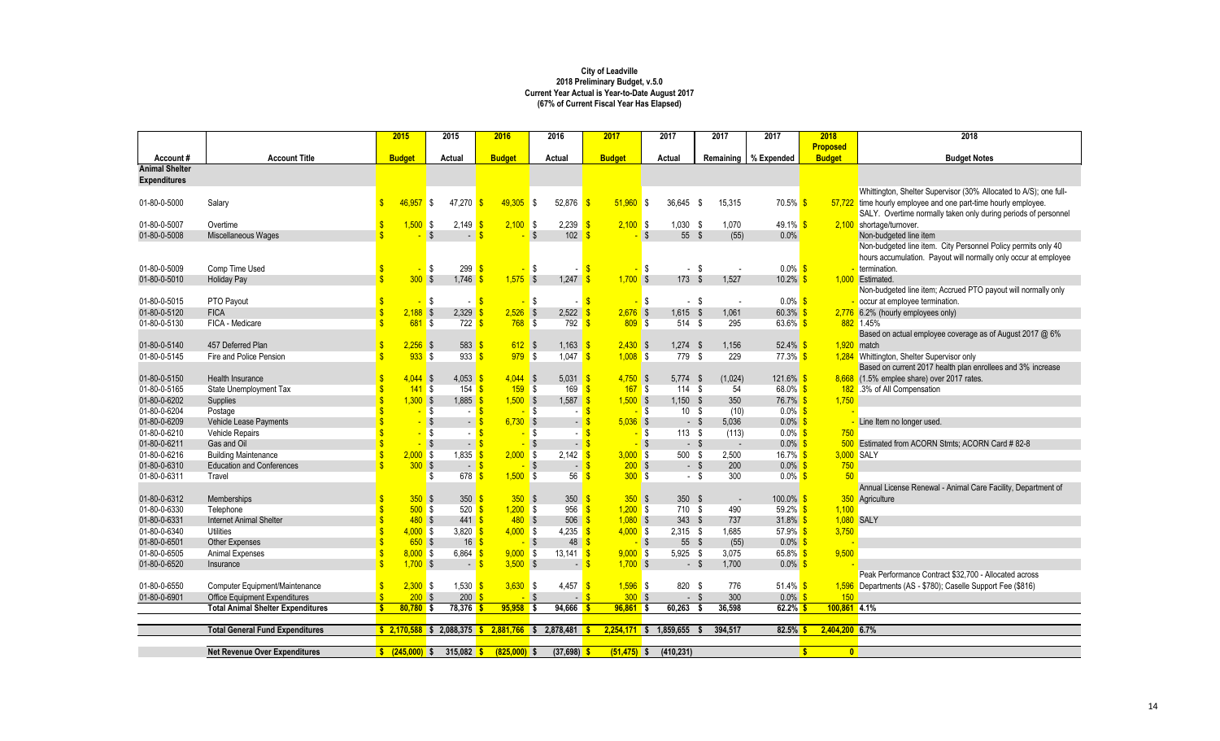**City of Leadville**
**2018 Preliminary Budget, v.5.0**
**Current Year Actual is Year-to-Date August 2017**
**(67% of Current Fiscal Year Has Elapsed)**

| Account # | Account Title | 2015 Budget | 2015 Actual | 2016 Budget | 2016 Actual | 2017 Budget | 2017 Actual | 2017 Remaining | 2017 % Expended | 2018 Proposed Budget | 2018 Budget Notes |
|---|---|---|---|---|---|---|---|---|---|---|---|
| **Animal Shelter Expenditures** | | | | | | | | | | | |
| 01-80-0-5000 | Salary | $ 46,957 | $ 47,270 | $ 49,305 | $ 52,876 | $ 51,960 | $ 36,645 | $ 15,315 | 70.5% | $ 57,722 | Whittington, Shelter Supervisor (30% Allocated to A/S); one full-time hourly employee and one part-time hourly employee. |
| 01-80-0-5007 | Overtime | $ 1,500 | $ 2,149 | $ 2,100 | $ 2,239 | $ 2,100 | $ 1,030 | $ 1,070 | 49.1% | $ 2,100 | SALY. Overtime normally taken only during periods of personnel shortage/turnover. |
| 01-80-0-5008 | Miscellaneous Wages | $ - | $ - | $ - | $ 102 | $ - | $ 55 | $ (55) | 0.0% | | Non-budgeted line item |
| 01-80-0-5009 | Comp Time Used | $ - | $ 299 | $ - | $ - | $ - | $ - | $ - | 0.0% | $ - | Non-budgeted line item. City Personnel Policy permits only 40 hours accumulation. Payout will normally only occur at employee termination. |
| 01-80-0-5010 | Holiday Pay | $ 300 | $ 1,746 | $ 1,575 | $ 1,247 | $ 1,700 | $ 173 | $ 1,527 | 10.2% | $ 1,000 | Estimated. |
| 01-80-0-5015 | PTO Payout | $ - | $ - | $ - | $ - | $ - | $ - | $ - | 0.0% | $ - | Non-budgeted line item; Accrued PTO payout will normally only occur at employee termination. |
| 01-80-0-5120 | FICA | $ 2,188 | $ 2,329 | $ 2,526 | $ 2,522 | $ 2,676 | $ 1,615 | $ 1,061 | 60.3% | $ 2,776 | 6.2% (hourly employees only) |
| 01-80-0-5130 | FICA - Medicare | $ 681 | $ 722 | $ 768 | $ 792 | $ 809 | $ 514 | $ 295 | 63.6% | $ 882 | 1.45% |
| 01-80-0-5140 | 457 Deferred Plan | $ 2,256 | $ 583 | $ 612 | $ 1,163 | $ 2,430 | $ 1,274 | $ 1,156 | 52.4% | $ 1,920 | Based on actual employee coverage as of August 2017 @ 6% match |
| 01-80-0-5145 | Fire and Police Pension | $ 933 | $ 933 | $ 979 | $ 1,047 | $ 1,008 | $ 779 | $ 229 | 77.3% | $ 1,284 | Whittington, Shelter Supervisor only |
| 01-80-0-5150 | Health Insurance | $ 4,044 | $ 4,053 | $ 4,044 | $ 5,031 | $ 4,750 | $ 5,774 | $ (1,024) | 121.6% | $ 8,668 | Based on current 2017 health plan enrollees and 3% increase (1.5% emplee share) over 2017 rates. |
| 01-80-0-5165 | State Unemployment Tax | $ 141 | $ 154 | $ 159 | $ 169 | $ 167 | $ 114 | $ 54 | 68.0% | $ 182 | .3% of All Compensation |
| 01-80-0-6202 | Supplies | $ 1,300 | $ 1,885 | $ 1,500 | $ 1,587 | $ 1,500 | $ 1,150 | $ 350 | 76.7% | $ 1,750 | |
| 01-80-0-6204 | Postage | $ - | $ - | $ - | $ - | $ - | $ 10 | $ (10) | 0.0% | $ - | |
| 01-80-0-6209 | Vehicle Lease Payments | $ - | $ - | $ 6,730 | $ - | $ 5,036 | $ - | $ 5,036 | 0.0% | $ - | Line Item no longer used. |
| 01-80-0-6210 | Vehicle Repairs | $ - | $ - | $ - | $ - | $ - | $ 113 | $ (113) | 0.0% | $ 750 | |
| 01-80-0-6211 | Gas and Oil | $ - | $ - | $ - | $ - | $ - | $ - | $ - | 0.0% | $ 500 | Estimated from ACORN Stmts; ACORN Card # 82-8 |
| 01-80-0-6216 | Building Maintenance | $ 2,000 | $ 1,835 | $ 2,000 | $ 2,142 | $ 3,000 | $ 500 | $ 2,500 | 16.7% | $ 3,000 | SALY |
| 01-80-0-6310 | Education and Conferences | $ 300 | $ - | $ - | $ - | $ 200 | $ - | $ 200 | 0.0% | $ 750 | |
| 01-80-0-6311 | Travel | | $ 678 | $ 1,500 | $ 56 | $ 300 | $ - | $ 300 | 0.0% | $ 50 | |
| 01-80-0-6312 | Memberships | $ 350 | $ 350 | $ 350 | $ 350 | $ 350 | $ 350 | $ - | 100.0% | $ 350 | Annual License Renewal - Animal Care Facility, Department of Agriculture |
| 01-80-0-6330 | Telephone | $ 500 | $ 520 | $ 1,200 | $ 956 | $ 1,200 | $ 710 | $ 490 | 59.2% | $ 1,100 | |
| 01-80-0-6331 | Internet Animal Shelter | $ 480 | $ 441 | $ 480 | $ 506 | $ 1,080 | $ 343 | $ 737 | 31.8% | $ 1,080 | SALY |
| 01-80-0-6340 | Utilities | $ 4,000 | $ 3,820 | $ 4,000 | $ 4,235 | $ 4,000 | $ 2,315 | $ 1,685 | 57.9% | $ 3,750 | |
| 01-80-0-6501 | Other Expenses | $ 650 | $ 16 | $ - | $ 48 | $ - | $ 55 | $ (55) | 0.0% | $ - | |
| 01-80-0-6505 | Animal Expenses | $ 8,000 | $ 6,864 | $ 9,000 | $ 13,141 | $ 9,000 | $ 5,925 | $ 3,075 | 65.8% | $ 9,500 | |
| 01-80-0-6520 | Insurance | $ 1,700 | $ - | $ 3,500 | $ - | $ 1,700 | $ - | $ 1,700 | 0.0% | $ - | |
| 01-80-0-6550 | Computer Equipment/Maintenance | $ 2,300 | $ 1,530 | $ 3,630 | $ 4,457 | $ 1,596 | $ 820 | $ 776 | 51.4% | $ 1,596 | Peak Performance Contract $32,700 - Allocated across Departments (AS - $780); Caselle Support Fee ($816) |
| 01-80-0-6901 | Office Equipment Expenditures | $ 200 | $ 200 | $ - | $ - | $ 300 | $ - | $ 300 | 0.0% | $ 150 | |
| | **Total Animal Shelter Expenditures** | **$ 80,780** | **$ 78,376** | **$ 95,958** | **$ 94,666** | **$ 96,861** | **$ 60,263** | **$ 36,598** | **62.2%** | **$ 100,861** | **4.1%** |
| | **Total General Fund Expenditures** | **$ 2,170,588** | **$ 2,088,375** | **$ 2,881,766** | **$ 2,878,481** | **$ 2,254,171** | **$ 1,859,655** | **$ 394,517** | **82.5%** | **$ 2,404,200** | **6.7%** |
| | **Net Revenue Over Expenditures** | **$ (245,000)** | **$ 315,082** | **$ (825,000)** | **$ (37,698)** | **$ (51,475)** | **$ (410,231)** | | | **$ 0** | |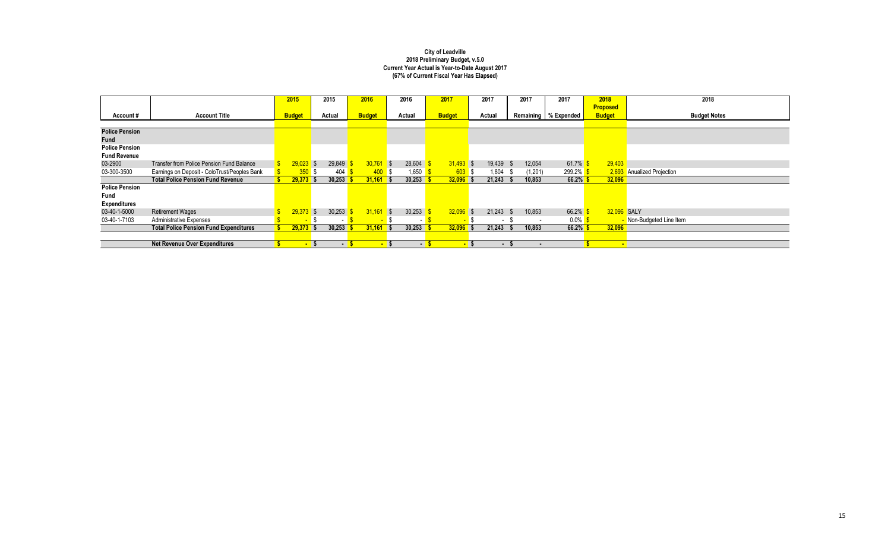**City of Leadville**
**2018 Preliminary Budget, v.5.0**
**Current Year Actual is Year-to-Date August 2017**
**(67% of Current Fiscal Year Has Elapsed)**

| Account # | Account Title | 2015 Budget | 2015 Actual | 2016 Budget | 2016 Actual | 2017 Budget | 2017 Actual | 2017 Remaining | 2017 % Expended | 2018 Proposed Budget | 2018 Budget Notes |
|---|---|---|---|---|---|---|---|---|---|---|---|
| **Police Pension Fund** | | | | | | | | | | | |
| **Police Pension Fund Revenue** | | | | | | | | | | | |
| 03-2900 | Transfer from Police Pension Fund Balance | $ 29,023 | $ 29,849 | $ 30,761 | $ 28,604 | $ 31,493 | $ 19,439 | $ 12,054 | 61.7% | $ 29,403 | |
| 03-300-3500 | Earnings on Deposit - ColoTrust/Peoples Bank | $ 350 | $ 404 | $ 400 | $ 1,650 | $ 603 | $ 1,804 | $ (1,201) | 299.2% | $ 2,693 | Anualized Projection |
| | **Total Police Pension Fund Revenue** | **$ 29,373** | **$ 30,253** | **$ 31,161** | **$ 30,253** | **$ 32,096** | **$ 21,243** | **$ 10,853** | **66.2%** | **$ 32,096** | |
| **Police Pension Fund Expenditures** | | | | | | | | | | | |
| 03-40-1-5000 | Retirement Wages | $ 29,373 | $ 30,253 | $ 31,161 | $ 30,253 | $ 32,096 | $ 21,243 | $ 10,853 | 66.2% | $ 32,096 | SALY |
| 03-40-1-7103 | Administrative Expenses | $ - | $ - | $ - | $ - | $ - | $ - | $ - | 0.0% | $ - | Non-Budgeted Line Item |
| | **Total Police Pension Fund Expenditures** | **$ 29,373** | **$ 30,253** | **$ 31,161** | **$ 30,253** | **$ 32,096** | **$ 21,243** | **$ 10,853** | **66.2%** | **$ 32,096** | |
| | **Net Revenue Over Expenditures** | **$ -** | **$ -** | **$ -** | **$ -** | **$ -** | **$ -** | **$ -** | | **$ -** | |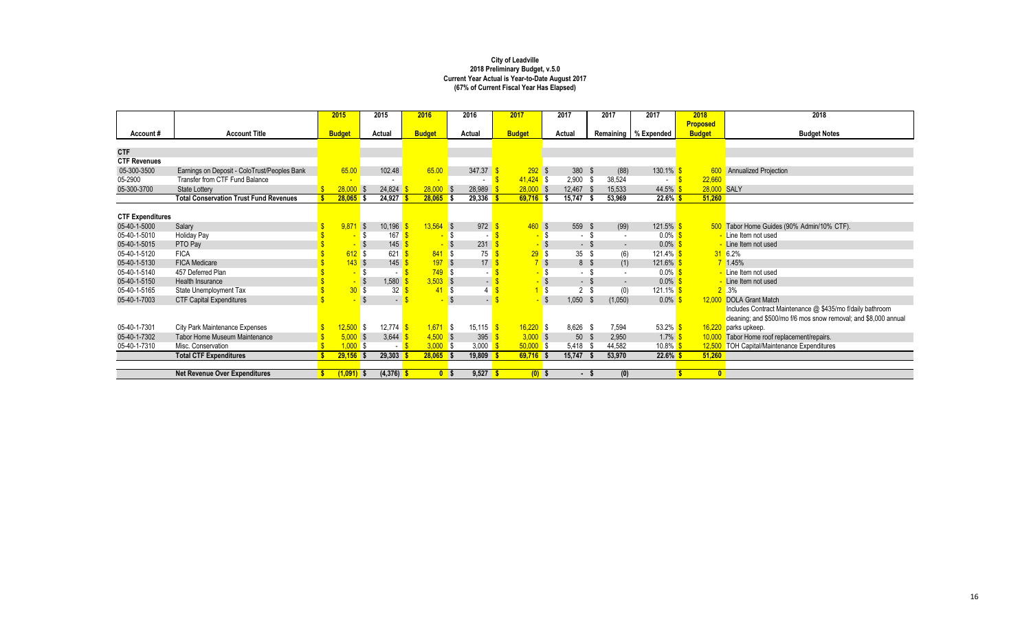**City of Leadville**
**2018 Preliminary Budget, v.5.0**
**Current Year Actual is Year-to-Date August 2017**
**(67% of Current Fiscal Year Has Elapsed)**

| Account # | Account Title | 2015 Budget | 2015 Actual | 2016 Budget | 2016 Actual | 2017 Budget | 2017 Actual | 2017 Remaining | 2017 % Expended | 2018 Proposed Budget | 2018 Budget Notes |
|---|---|---|---|---|---|---|---|---|---|---|---|
| **CTF** | | | | | | | | | | | |
| **CTF Revenues** | | | | | | | | | | | |
| 05-300-3500 | Earnings on Deposit - ColoTrust/Peoples Bank | 65.00 | 102.48 | 65.00 | 347.37 | $ 292 | $ 380 | $ (88) | 130.1% | $ 600 | Annualized Projection |
| 05-2900 | Transfer from CTF Fund Balance | - | - | - | - | $ 41,424 | $ 2,900 | $ 38,524 | - | $ 22,660 | |
| 05-300-3700 | State Lottery | $ 28,000 | $ 24,824 | $ 28,000 | $ 28,989 | $ 28,000 | $ 12,467 | $ 15,533 | 44.5% | $ 28,000 | SALY |
| | **Total Conservation Trust Fund Revenues** | **$ 28,065** | **$ 24,927** | **$ 28,065** | **$ 29,336** | **$ 69,716** | **$ 15,747** | **$ 53,969** | **22.6%** | **$ 51,260** | |
| **CTF Expenditures** | | | | | | | | | | | |
| 05-40-1-5000 | Salary | $ 9,871 | $ 10,196 | $ 13,564 | $ 972 | $ 460 | $ 559 | $ (99) | 121.5% | $ 500 | Tabor Home Guides (90% Admin/10% CTF). |
| 05-40-1-5010 | Holiday Pay | $ - | $ 167 | $ - | $ - | $ - | $ - | $ - | 0.0% | $ - | Line Item not used |
| 05-40-1-5015 | PTO Pay | $ - | $ 145 | $ - | $ 231 | $ - | $ - | $ - | 0.0% | $ - | Line Item not used |
| 05-40-1-5120 | FICA | $ 612 | $ 621 | $ 841 | $ 75 | $ 29 | $ 35 | $ (6) | 121.4% | $ 31 | 6.2% |
| 05-40-1-5130 | FICA Medicare | $ 143 | $ 145 | $ 197 | $ 17 | $ 7 | $ 8 | $ (1) | 121.6% | $ 7 | 1.45% |
| 05-40-1-5140 | 457 Deferred Plan | $ - | $ - | $ 749 | $ - | $ - | $ - | $ - | 0.0% | $ - | Line Item not used |
| 05-40-1-5150 | Health Insurance | $ - | $ 1,580 | $ 3,503 | $ - | $ - | $ - | $ - | 0.0% | $ - | Line Item not used |
| 05-40-1-5165 | State Unemployment Tax | $ 30 | $ 32 | $ 41 | $ 4 | $ 1 | $ 2 | $ (0) | 121.1% | $ 2 | .3% |
| 05-40-1-7003 | CTF Capital Expenditures | $ - | $ - | $ - | $ - | $ - | $ 1,050 | $ (1,050) | 0.0% | $ 12,000 | DOLA Grant Match |
| 05-40-1-7301 | City Park Maintenance Expenses | $ 12,500 | $ 12,774 | $ 1,671 | $ 15,115 | $ 16,220 | $ 8,626 | $ 7,594 | 53.2% | $ 16,220 | Includes Contract Maintenance @ $435/mo f/daily bathroom cleaning; and $500/mo f/6 mos snow removal; and $8,000 annual parks upkeep. |
| 05-40-1-7302 | Tabor Home Museum Maintenance | $ 5,000 | $ 3,644 | $ 4,500 | $ 395 | $ 3,000 | $ 50 | $ 2,950 | 1.7% | $ 10,000 | Tabor Home roof replacement/repairs. |
| 05-40-1-7310 | Misc. Conservation | $ 1,000 | $ - | $ 3,000 | $ 3,000 | $ 50,000 | $ 5,418 | $ 44,582 | 10.8% | $ 12,500 | TOH Capital/Maintenance Expenditures |
| | **Total CTF Expenditures** | **$ 29,156** | **$ 29,303** | **$ 28,065** | **$ 19,809** | **$ 69,716** | **$ 15,747** | **$ 53,970** | **22.6%** | **$ 51,260** | |
| | **Net Revenue Over Expenditures** | **$ (1,091)** | **$ (4,376)** | **$ 0** | **$ 9,527** | **$ (0)** | **$ -** | **$ (0)** | | **$ 0** | |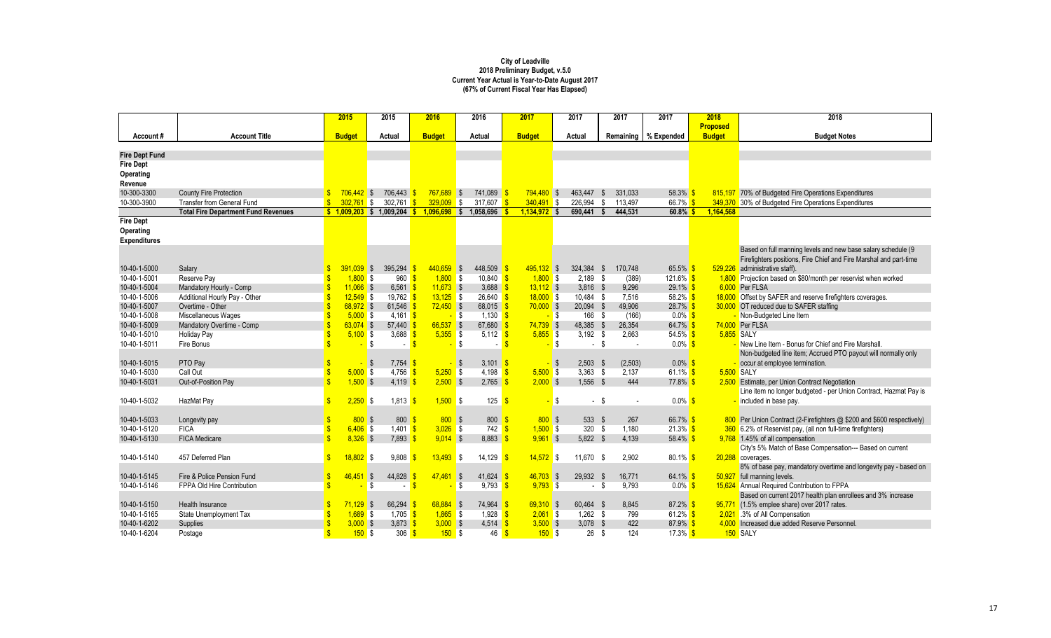**City of Leadville**
**2018 Preliminary Budget, v.5.0**
**Current Year Actual is Year-to-Date August 2017**
**(67% of Current Fiscal Year Has Elapsed)**

| Account # | Account Title | 2015 Budget | 2015 Actual | 2016 Budget | 2016 Actual | 2017 Budget | 2017 Actual | 2017 Remaining | 2017 % Expended | 2018 Proposed Budget | 2018 Budget Notes |
|---|---|---|---|---|---|---|---|---|---|---|---|
| **Fire Dept Fund** | | | | | | | | | | | |
| **Fire Dept Operating Revenue** | | | | | | | | | | | |
| 10-300-3300 | County Fire Protection | $ 706,442 | $ 706,443 | $ 767,689 | $ 741,089 | $ 794,480 | $ 463,447 | $ 331,033 | 58.3% | $ 815,197 | 70% of Budgeted Fire Operations Expenditures |
| 10-300-3900 | Transfer from General Fund | $ 302,761 | $ 302,761 | $ 329,009 | $ 317,607 | $ 340,491 | $ 226,994 | $ 113,497 | 66.7% | $ 349,370 | 30% of Budgeted Fire Operations Expenditures |
| | **Total Fire Department Fund Revenues** | **$ 1,009,203** | **$ 1,009,204** | **$ 1,096,698** | **$ 1,058,696** | **$ 1,134,972** | **$ 690,441** | **$ 444,531** | **60.8%** | **$ 1,164,568** | |
| **Fire Dept Operating Expenditures** | | | | | | | | | | | |
| 10-40-1-5000 | Salary | $ 391,039 | $ 395,294 | $ 440,659 | $ 448,509 | $ 495,132 | $ 324,384 | $ 170,748 | 65.5% | $ 529,226 | Based on full manning levels and new base salary schedule (9 Firefighters positions, Fire Chief and Fire Marshal and part-time administrative staff). |
| 10-40-1-5001 | Reserve Pay | $ 1,800 | $ 960 | $ 1,800 | $ 10,840 | $ 1,800 | $ 2,189 | $ (389) | 121.6% | $ 1,800 | Projection based on $80/month per reservist when worked |
| 10-40-1-5004 | Mandatory Hourly - Comp | $ 11,066 | $ 6,561 | $ 11,673 | $ 3,688 | $ 13,112 | $ 3,816 | $ 9,296 | 29.1% | $ 6,000 | Per FLSA |
| 10-40-1-5006 | Additional Hourly Pay - Other | $ 12,549 | $ 19,762 | $ 13,125 | $ 26,640 | $ 18,000 | $ 10,484 | $ 7,516 | 58.2% | $ 18,000 | Offset by SAFER and reserve firefighters coverages. |
| 10-40-1-5007 | Overtime - Other | $ 68,972 | $ 61,546 | $ 72,450 | $ 68,015 | $ 70,000 | $ 20,094 | $ 49,906 | 28.7% | $ 30,000 | OT reduced due to SAFER staffing |
| 10-40-1-5008 | Miscellaneous Wages | $ 5,000 | $ 4,161 | $ - | $ 1,130 | $ - | $ 166 | $ (166) | 0.0% | $ - | Non-Budgeted Line Item |
| 10-40-1-5009 | Mandatory Overtime - Comp | $ 63,074 | $ 57,440 | $ 66,537 | $ 67,680 | $ 74,739 | $ 48,385 | $ 26,354 | 64.7% | $ 74,000 | Per FLSA |
| 10-40-1-5010 | Holiday Pay | $ 5,100 | $ 3,688 | $ 5,355 | $ 5,112 | $ 5,855 | $ 3,192 | $ 2,663 | 54.5% | $ 5,855 | SALY |
| 10-40-1-5011 | Fire Bonus | $ - | $ - | $ - | $ - | $ - | $ - | $ - | 0.0% | $ - | New Line Item - Bonus for Chief and Fire Marshall. |
| 10-40-1-5015 | PTO Pay | $ - | $ 7,754 | $ - | $ 3,101 | $ - | $ 2,503 | $ (2,503) | 0.0% | $ - | Non-budgeted line item; Accrued PTO payout will normally only occur at employee termination. |
| 10-40-1-5030 | Call Out | $ 5,000 | $ 4,756 | $ 5,250 | $ 4,198 | $ 5,500 | $ 3,363 | $ 2,137 | 61.1% | $ 5,500 | SALY |
| 10-40-1-5031 | Out-of-Position Pay | $ 1,500 | $ 4,119 | $ 2,500 | $ 2,765 | $ 2,000 | $ 1,556 | $ 444 | 77.8% | $ 2,500 | Estimate, per Union Contract Negotiation |
| 10-40-1-5032 | HazMat Pay | $ 2,250 | $ 1,813 | $ 1,500 | $ 125 | $ - | $ - | $ - | 0.0% | $ - | Line item no longer budgeted - per Union Contract, Hazmat Pay is included in base pay. |
| 10-40-1-5033 | Longevity pay | $ 800 | $ 800 | $ 800 | $ 800 | $ 800 | $ 533 | $ 267 | 66.7% | $ 800 | Per Union Contract (2-Firefighters @ $200 and $600 respectively) |
| 10-40-1-5120 | FICA | $ 6,406 | $ 1,401 | $ 3,026 | $ 742 | $ 1,500 | $ 320 | $ 1,180 | 21.3% | $ 360 | 6.2% of Reservist pay, (all non full-time firefighters) |
| 10-40-1-5130 | FICA Medicare | $ 8,326 | $ 7,893 | $ 9,014 | $ 8,883 | $ 9,961 | $ 5,822 | $ 4,139 | 58.4% | $ 9,768 | 1.45% of all compensation |
| 10-40-1-5140 | 457 Deferred Plan | $ 18,802 | $ 9,808 | $ 13,493 | $ 14,129 | $ 14,572 | $ 11,670 | $ 2,902 | 80.1% | $ 20,288 | City's 5% Match of Base Compensation--- Based on current coverages. |
| 10-40-1-5145 | Fire & Police Pension Fund | $ 46,451 | $ 44,828 | $ 47,461 | $ 41,624 | $ 46,703 | $ 29,932 | $ 16,771 | 64.1% | $ 50,927 | 8% of base pay, mandatory overtime and longevity pay - based on full manning levels. |
| 10-40-1-5146 | FPPA Old Hire Contribution | $ - | $ - | $ - | $ 9,793 | $ 9,793 | $ - | $ 9,793 | 0.0% | $ 15,624 | Annual Required Contribution to FPPA |
| 10-40-1-5150 | Health Insurance | $ 71,129 | $ 66,294 | $ 68,884 | $ 74,964 | $ 69,310 | $ 60,464 | $ 8,845 | 87.2% | $ 95,771 | Based on current 2017 health plan enrollees and 3% increase (1.5% emplee share) over 2017 rates. |
| 10-40-1-5165 | State Unemployment Tax | $ 1,689 | $ 1,705 | $ 1,865 | $ 1,928 | $ 2,061 | $ 1,262 | $ 799 | 61.2% | $ 2,021 | .3% of All Compensation |
| 10-40-1-6202 | Supplies | $ 3,000 | $ 3,873 | $ 3,000 | $ 4,514 | $ 3,500 | $ 3,078 | $ 422 | 87.9% | $ 4,000 | Increased due added Reserve Personnel. |
| 10-40-1-6204 | Postage | $ 150 | $ 306 | $ 150 | $ 46 | $ 150 | $ 26 | $ 124 | 17.3% | $ 150 | SALY |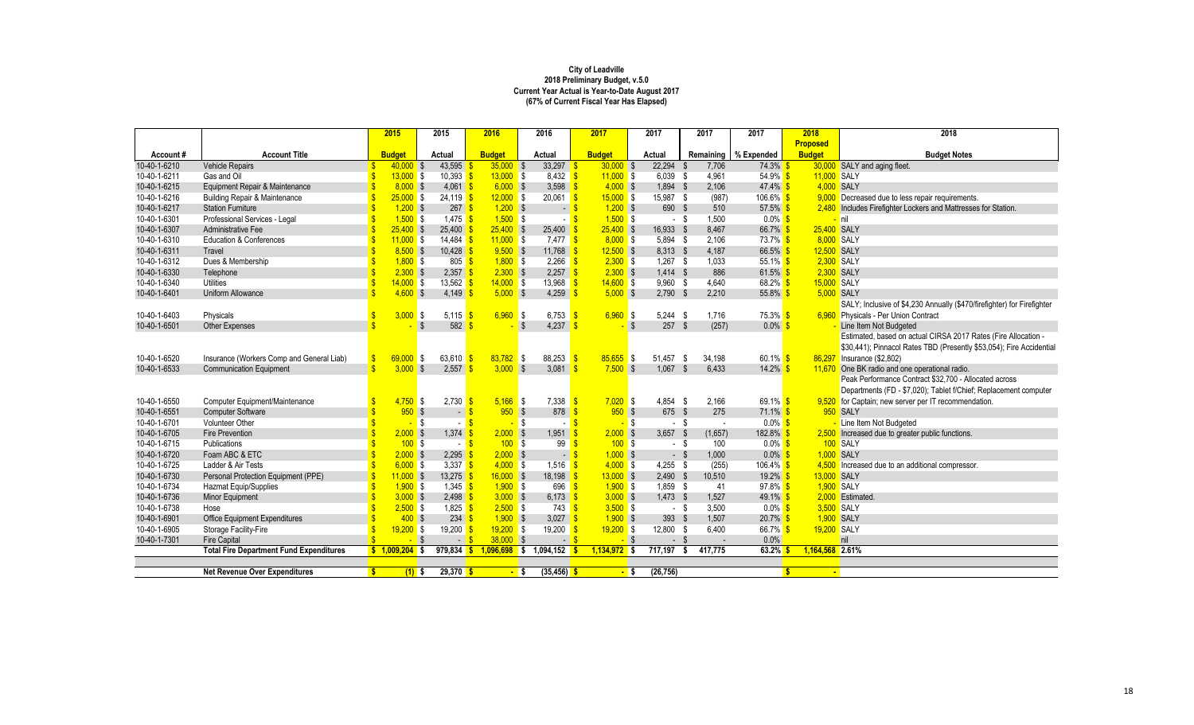**City of Leadville**
**2018 Preliminary Budget, v.5.0**
**Current Year Actual is Year-to-Date August 2017**
**(67% of Current Fiscal Year Has Elapsed)**

| Account # | Account Title | 2015 Budget | 2015 Actual | 2016 Budget | 2016 Actual | 2017 Budget | 2017 Actual | 2017 Remaining | 2017 % Expended | 2018 Proposed Budget | 2018 Budget Notes |
|---|---|---|---|---|---|---|---|---|---|---|---|
| 10-40-1-6210 | Vehicle Repairs | $ 40,000 | $ 43,595 | $ 35,000 | $ 33,297 | $ 30,000 | $ 22,294 | $ 7,706 | 74.3% | $ 30,000 | SALY and aging fleet. |
| 10-40-1-6211 | Gas and Oil | $ 13,000 | $ 10,393 | $ 13,000 | $ 8,432 | $ 11,000 | $ 6,039 | $ 4,961 | 54.9% | $ 11,000 | SALY |
| 10-40-1-6215 | Equipment Repair & Maintenance | $ 8,000 | $ 4,061 | $ 6,000 | $ 3,598 | $ 4,000 | $ 1,894 | $ 2,106 | 47.4% | $ 4,000 | SALY |
| 10-40-1-6216 | Building Repair & Maintenance | $ 25,000 | $ 24,119 | $ 12,000 | $ 20,061 | $ 15,000 | $ 15,987 | $ (987) | 106.6% | $ 9,000 | Decreased due to less repair requirements. |
| 10-40-1-6217 | Station Furniture | $ 1,200 | $ 267 | $ 1,200 | $ - | $ 1,200 | $ 690 | $ 510 | 57.5% | $ 2,480 | Includes Firefighter Lockers and Mattresses for Station. |
| 10-40-1-6301 | Professional Services - Legal | $ 1,500 | $ 1,475 | $ 1,500 | $ - | $ 1,500 | $ - | $ 1,500 | 0.0% | $ - | nil |
| 10-40-1-6307 | Administrative Fee | $ 25,400 | $ 25,400 | $ 25,400 | $ 25,400 | $ 25,400 | $ 16,933 | $ 8,467 | 66.7% | $ 25,400 | SALY |
| 10-40-1-6310 | Education & Conferences | $ 11,000 | $ 14,484 | $ 11,000 | $ 7,477 | $ 8,000 | $ 5,894 | $ 2,106 | 73.7% | $ 8,000 | SALY |
| 10-40-1-6311 | Travel | $ 8,500 | $ 10,428 | $ 9,500 | $ 11,768 | $ 12,500 | $ 8,313 | $ 4,187 | 66.5% | $ 12,500 | SALY |
| 10-40-1-6312 | Dues & Membership | $ 1,800 | $ 805 | $ 1,800 | $ 2,266 | $ 2,300 | $ 1,267 | $ 1,033 | 55.1% | $ 2,300 | SALY |
| 10-40-1-6330 | Telephone | $ 2,300 | $ 2,357 | $ 2,300 | $ 2,257 | $ 2,300 | $ 1,414 | $ 886 | 61.5% | $ 2,300 | SALY |
| 10-40-1-6340 | Utilities | $ 14,000 | $ 13,562 | $ 14,000 | $ 13,968 | $ 14,600 | $ 9,960 | $ 4,640 | 68.2% | $ 15,000 | SALY |
| 10-40-1-6401 | Uniform Allowance | $ 4,600 | $ 4,149 | $ 5,000 | $ 4,259 | $ 5,000 | $ 2,790 | $ 2,210 | 55.8% | $ 5,000 | SALY |
| 10-40-1-6403 | Physicals | $ 3,000 | $ 5,115 | $ 6,960 | $ 6,753 | $ 6,960 | $ 5,244 | $ 1,716 | 75.3% | $ 6,960 | SALY; Inclusive of $4,230 Annually ($470/firefighter) for Firefighter Physicals - Per Union Contract |
| 10-40-1-6501 | Other Expenses | $ - | $ 582 | $ - | $ 4,237 | $ - | $ 257 | $ (257) | 0.0% | $ - | Line Item Not Budgeted |
| 10-40-1-6520 | Insurance (Workers Comp and General Liab) | $ 69,000 | $ 63,610 | $ 83,782 | $ 88,253 | $ 85,655 | $ 51,457 | $ 34,198 | 60.1% | $ 86,297 | Estimated, based on actual CIRSA 2017 Rates (Fire Allocation - $30,441); Pinnacol Rates TBD (Presently $53,054); Fire Accidental Insurance ($2,802) |
| 10-40-1-6533 | Communication Equipment | $ 3,000 | $ 2,557 | $ 3,000 | $ 3,081 | $ 7,500 | $ 1,067 | $ 6,433 | 14.2% | $ 11,670 | One BK radio and one operational radio. |
| 10-40-1-6550 | Computer Equipment/Maintenance | $ 4,750 | $ 2,730 | $ 5,166 | $ 7,338 | $ 7,020 | $ 4,854 | $ 2,166 | 69.1% | $ 9,520 | Peak Performance Contract $32,700 - Allocated across Departments (FD - $7,020); Tablet f/Chief; Replacement computer for Captain; new server per IT recommendation. |
| 10-40-1-6551 | Computer Software | $ 950 | $ - | $ 950 | $ 878 | $ 950 | $ 675 | $ 275 | 71.1% | $ 950 | SALY |
| 10-40-1-6701 | Volunteer Other | $ - | $ - | $ - | $ - | $ - | $ - | $ - | 0.0% | $ - | Line Item Not Budgeted |
| 10-40-1-6705 | Fire Prevention | $ 2,000 | $ 1,374 | $ 2,000 | $ 1,951 | $ 2,000 | $ 3,657 | $ (1,657) | 182.8% | $ 2,500 | Increased due to greater public functions. |
| 10-40-1-6715 | Publications | $ 100 | $ - | $ 100 | $ 99 | $ 100 | $ - | $ 100 | 0.0% | $ 100 | SALY |
| 10-40-1-6720 | Foam ABC & ETC | $ 2,000 | $ 2,295 | $ 2,000 | $ - | $ 1,000 | $ - | $ 1,000 | 0.0% | $ 1,000 | SALY |
| 10-40-1-6725 | Ladder & Air Tests | $ 6,000 | $ 3,337 | $ 4,000 | $ 1,516 | $ 4,000 | $ 4,255 | $ (255) | 106.4% | $ 4,500 | Increased due to an additional compressor. |
| 10-40-1-6730 | Personal Protection Equipment (PPE) | $ 11,000 | $ 13,275 | $ 16,000 | $ 18,198 | $ 13,000 | $ 2,490 | $ 10,510 | 19.2% | $ 13,000 | SALY |
| 10-40-1-6734 | Hazmat Equip/Supplies | $ 1,900 | $ 1,345 | $ 1,900 | $ 696 | $ 1,900 | $ 1,859 | $ 41 | 97.8% | $ 1,900 | SALY |
| 10-40-1-6736 | Minor Equipment | $ 3,000 | $ 2,498 | $ 3,000 | $ 6,173 | $ 3,000 | $ 1,473 | $ 1,527 | 49.1% | $ 2,000 | Estimated. |
| 10-40-1-6738 | Hose | $ 2,500 | $ 1,825 | $ 2,500 | $ 743 | $ 3,500 | $ - | $ 3,500 | 0.0% | $ 3,500 | SALY |
| 10-40-1-6901 | Office Equipment Expenditures | $ 400 | $ 234 | $ 1,900 | $ 3,027 | $ 1,900 | $ 393 | $ 1,507 | 20.7% | $ 1,900 | SALY |
| 10-40-1-6905 | Storage Facility-Fire | $ 19,200 | $ 19,200 | $ 19,200 | $ 19,200 | $ 19,200 | $ 12,800 | $ 6,400 | 66.7% | $ 19,200 | SALY |
| 10-40-1-7301 | Fire Capital | $ - | $ - | $ 38,000 | $ - | $ - | $ - | $ - | 0.0% | | nil |
| | **Total Fire Department Fund Expenditures** | **$ 1,009,204** | **$ 979,834** | **$ 1,096,698** | **$ 1,094,152** | **$ 1,134,972** | **$ 717,197** | **$ 417,775** | **63.2%** | **$ 1,164,568** | **2.61%** |
| | | | | | | | | | | | |
| | **Net Revenue Over Expenditures** | **$ (1)** | **$ 29,370** | **$ -** | **$ (35,456)** | **$ -** | **$ (26,756)** | | | **$ -** | |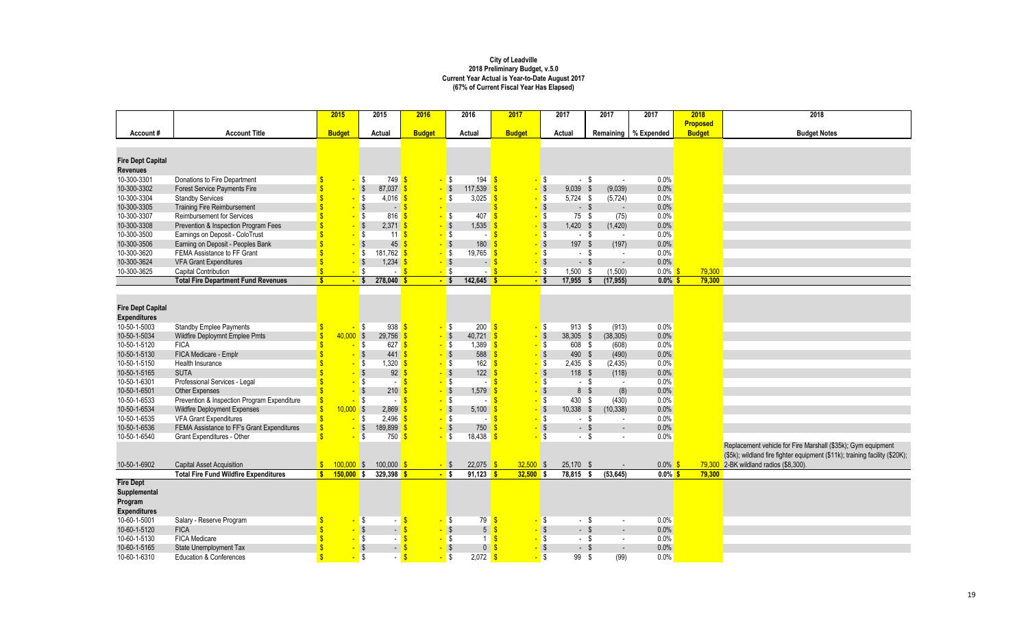**City of Leadville**
**2018 Preliminary Budget, v.5.0**
**Current Year Actual is Year-to-Date August 2017**
**(67% of Current Fiscal Year Has Elapsed)**

| Account # | Account Title | 2015 Budget | 2015 Actual | 2016 Budget | 2016 Actual | 2017 Budget | 2017 Actual | 2017 Remaining | 2017 % Expended | 2018 Proposed Budget | 2018 Budget Notes |
|---|---|---|---|---|---|---|---|---|---|---|---|
| **Fire Dept Capital Revenues** | | | | | | | | | | | |
| 10-300-3301 | Donations to Fire Department | $ - | $ 749 | $ - | $ 194 | $ - | $ - | $ - | 0.0% | | |
| 10-300-3302 | Forest Service Payments Fire | $ - | $ 87,037 | $ - | $ 117,539 | $ - | $ 9,039 | $ (9,039) | 0.0% | | |
| 10-300-3304 | Standby Services | $ - | $ 4,016 | $ - | $ 3,025 | $ - | $ 5,724 | $ (5,724) | 0.0% | | |
| 10-300-3305 | Training Fire Reimbursement | $ - | $ - | $ - | | $ - | $ - | $ - | 0.0% | | |
| 10-300-3307 | Reimbursement for Services | $ - | $ 816 | $ - | $ 407 | $ - | $ 75 | $ (75) | 0.0% | | |
| 10-300-3308 | Prevention & Inspection Program Fees | $ - | $ 2,371 | $ - | $ 1,535 | $ - | $ 1,420 | $ (1,420) | 0.0% | | |
| 10-300-3500 | Earnings on Deposit - ColoTrust | $ - | $ 11 | $ - | $ - | $ - | $ - | $ - | 0.0% | | |
| 10-300-3506 | Earning on Deposit - Peoples Bank | $ - | $ 45 | $ - | $ 180 | $ - | $ 197 | $ (197) | 0.0% | | |
| 10-300-3620 | FEMA Assistance to FF Grant | $ - | $ 181,762 | $ - | $ 19,765 | $ - | $ - | $ - | 0.0% | | |
| 10-300-3624 | VFA Grant Expenditures | $ - | $ 1,234 | $ - | $ - | $ - | $ - | $ - | 0.0% | | |
| 10-300-3625 | Capital Contribution | $ - | $ - | $ - | $ - | $ - | $ 1,500 | $ (1,500) | 0.0% | $ 79,300 | |
| | **Total Fire Department Fund Revenues** | **$ -** | **$ 278,040** | **$ -** | **$ 142,645** | **$ -** | **$ 17,955** | **$ (17,955)** | **0.0%** | **$ 79,300** | |
| **Fire Dept Capital Expenditures** | | | | | | | | | | | |
| 10-50-1-5003 | Standby Emplee Payments | $ - | $ 938 | $ - | $ 200 | $ - | $ 913 | $ (913) | 0.0% | | |
| 10-50-1-5034 | Wildfire Deploymnt Emplee Pmts | $ 40,000 | $ 29,756 | $ - | $ 40,721 | $ - | $ 38,305 | $ (38,305) | 0.0% | | |
| 10-50-1-5120 | FICA | $ - | $ 627 | $ - | $ 1,389 | $ - | $ 608 | $ (608) | 0.0% | | |
| 10-50-1-5130 | FICA Medicare - Emplr | $ - | $ 441 | $ - | $ 588 | $ - | $ 490 | $ (490) | 0.0% | | |
| 10-50-1-5150 | Health Insurance | $ - | $ 1,320 | $ - | $ 162 | $ - | $ 2,435 | $ (2,435) | 0.0% | | |
| 10-50-1-5165 | SUTA | $ - | $ 92 | $ - | $ 122 | $ - | $ 118 | $ (118) | 0.0% | | |
| 10-50-1-6301 | Professional Services - Legal | $ - | $ - | $ - | $ - | $ - | $ - | $ - | 0.0% | | |
| 10-50-1-6501 | Other Expenses | $ - | $ 210 | $ - | $ 1,579 | $ - | $ 8 | $ (8) | 0.0% | | |
| 10-50-1-6533 | Prevention & Inspection Program Expenditure | $ - | $ - | $ - | $ - | $ - | $ 430 | $ (430) | 0.0% | | |
| 10-50-1-6534 | Wildfire Deployment Expenses | $ 10,000 | $ 2,869 | $ - | $ 5,100 | $ - | $ 10,338 | $ (10,338) | 0.0% | | |
| 10-50-1-6535 | VFA Grant Expenditures | $ - | $ 2,496 | $ - | $ - | $ - | $ - | $ - | 0.0% | | |
| 10-50-1-6536 | FEMA Assistance to FF's Grant Expenditures | $ - | $ 189,899 | $ - | $ 750 | $ - | $ - | $ - | 0.0% | | |
| 10-50-1-6540 | Grant Expenditures - Other | $ - | $ 750 | $ - | $ 18,438 | $ - | $ - | $ - | 0.0% | | |
| 10-50-1-6902 | Capital Asset Acquisition | $ 100,000 | $ 100,000 | $ - | $ 22,075 | $ 32,500 | $ 25,170 | $ - | 0.0% | $ 79,300 | Replacement vehicle for Fire Marshall ($35k); Gym equipment ($5k); wildland fire fighter equipment ($11k); training facility ($20K); 2-BK wildland radios ($8,300). |
| | **Total Fire Fund Wildfire Expenditures** | **$ 150,000** | **$ 329,398** | **$ -** | **$ 91,123** | **$ 32,500** | **$ 78,815** | **$ (53,645)** | **0.0%** | **$ 79,300** | |
| **Fire Dept Supplemental Program Expenditures** | | | | | | | | | | | |
| 10-60-1-5001 | Salary - Reserve Program | $ - | $ - | $ - | $ 79 | $ - | $ - | $ - | 0.0% | | |
| 10-60-1-5120 | FICA | $ - | $ - | $ - | $ 5 | $ - | $ - | $ - | 0.0% | | |
| 10-60-1-5130 | FICA Medicare | $ - | $ - | $ - | $ 1 | $ - | $ - | $ - | 0.0% | | |
| 10-60-1-5165 | State Unemployment Tax | $ - | $ - | $ - | $ 0 | $ - | $ - | $ - | 0.0% | | |
| 10-60-1-6310 | Education & Conferences | $ - | $ - | $ - | $ 2,072 | $ - | $ 99 | $ (99) | 0.0% | | |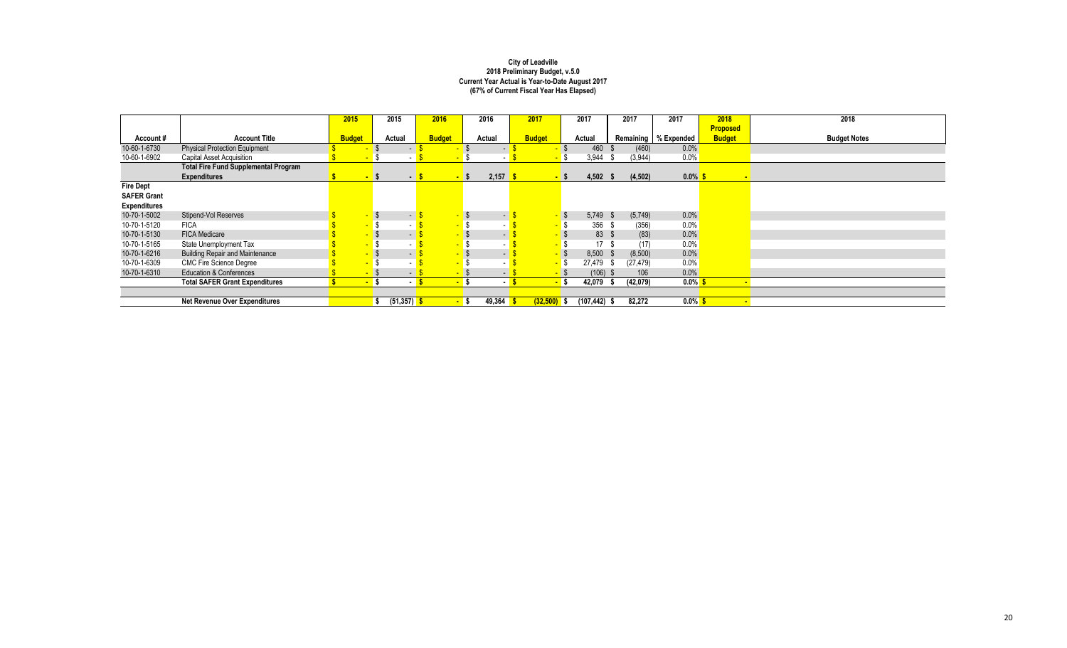**City of Leadville**
**2018 Preliminary Budget, v.5.0**
**Current Year Actual is Year-to-Date August 2017**
**(67% of Current Fiscal Year Has Elapsed)**

| Account # | Account Title | 2015 Budget | 2015 Actual | 2016 Budget | 2016 Actual | 2017 Budget | 2017 Actual | 2017 Remaining | 2017 % Expended | 2018 Proposed Budget | 2018 Budget Notes |
|---|---|---|---|---|---|---|---|---|---|---|---|
| 10-60-1-6730 | Physical Protection Equipment | $ - | $ - | $ - | $ - | $ - | $ 460 | $ (460) | 0.0% | | |
| 10-60-1-6902 | Capital Asset Acquisition | $ - | $ - | $ - | $ - | $ - | $ 3,944 | $ (3,944) | 0.0% | | |
| | **Total Fire Fund Supplemental Program Expenditures** | **$ -** | **$ -** | **$ -** | **$ 2,157** | **$ -** | **$ 4,502** | **$ (4,502)** | **0.0%** | **$ -** | |
| **Fire Dept SAFER Grant Expenditures** | | | | | | | | | | | |
| 10-70-1-5002 | Stipend-Vol Reserves | $ - | $ - | $ - | $ - | $ - | $ 5,749 | $ (5,749) | 0.0% | | |
| 10-70-1-5120 | FICA | $ - | $ - | $ - | $ - | $ - | $ 356 | $ (356) | 0.0% | | |
| 10-70-1-5130 | FICA Medicare | $ - | $ - | $ - | $ - | $ - | $ 83 | $ (83) | 0.0% | | |
| 10-70-1-5165 | State Unemployment Tax | $ - | $ - | $ - | $ - | $ - | $ 17 | $ (17) | 0.0% | | |
| 10-70-1-6216 | Building Repair and Maintenance | $ - | $ - | $ - | $ - | $ - | $ 8,500 | $ (8,500) | 0.0% | | |
| 10-70-1-6309 | CMC Fire Science Degree | $ - | $ - | $ - | $ - | $ - | $ 27,479 | $ (27,479) | 0.0% | | |
| 10-70-1-6310 | Education & Conferences | $ - | $ - | $ - | $ - | $ - | $ (106) | $ 106 | 0.0% | | |
| | **Total SAFER Grant Expenditures** | **$ -** | **$ -** | **$ -** | **$ -** | **$ -** | **$ 42,079** | **$ (42,079)** | **0.0%** | **$ -** | |
| | | | | | | | | | | | |
| | **Net Revenue Over Expenditures** | | **$ (51,357)** | **$ -** | **$ 49,364** | **$ (32,500)** | **$ (107,442)** | **$ 82,272** | **0.0%** | **$ -** | |